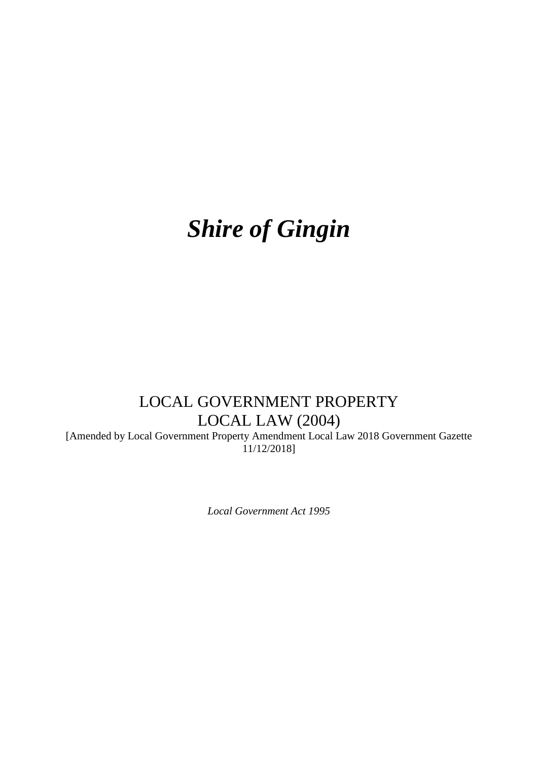# *Shire of Gingin*

LOCAL GOVERNMENT PROPERTY
LOCAL LAW (2004)

[Amended by Local Government Property Amendment Local Law 2018 Government Gazette 11/12/2018]

*Local Government Act 1995*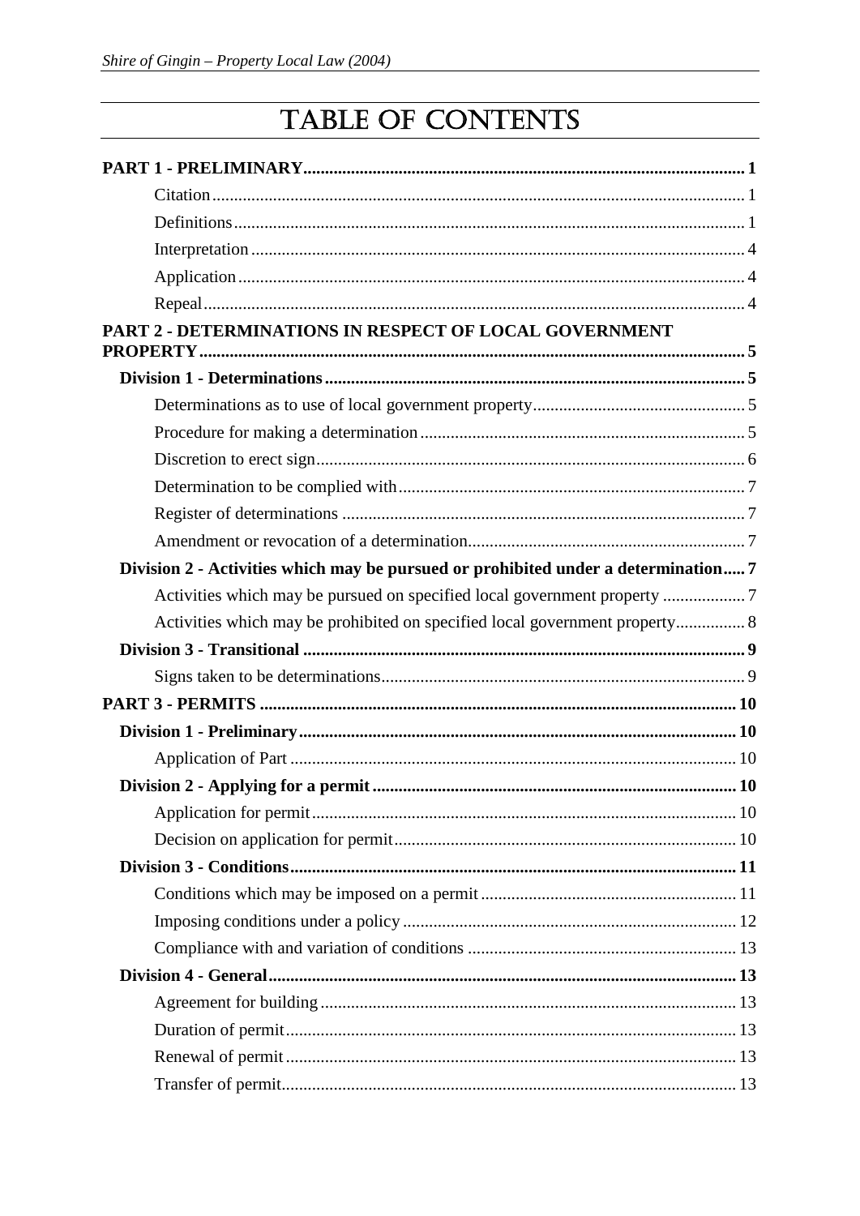# TABLE OF CONTENTS

**PART 1 - PRELIMINARY** .......... **1**

- Citation .......... 1
- Definitions .......... 1
- Interpretation .......... 4
- Application .......... 4
- Repeal .......... 4

**PART 2 - DETERMINATIONS IN RESPECT OF LOCAL GOVERNMENT PROPERTY** .......... **5**

**Division 1 - Determinations** .......... **5**

- Determinations as to use of local government property .......... 5
- Procedure for making a determination .......... 5
- Discretion to erect sign .......... 6
- Determination to be complied with .......... 7
- Register of determinations .......... 7
- Amendment or revocation of a determination .......... 7

**Division 2 - Activities which may be pursued or prohibited under a determination** .......... **7**

- Activities which may be pursued on specified local government property .......... 7
- Activities which may be prohibited on specified local government property .......... 8

**Division 3 - Transitional** .......... **9**

- Signs taken to be determinations .......... 9

**PART 3 - PERMITS** .......... **10**

**Division 1 - Preliminary** .......... **10**

- Application of Part .......... 10

**Division 2 - Applying for a permit** .......... **10**

- Application for permit .......... 10
- Decision on application for permit .......... 10

**Division 3 - Conditions** .......... **11**

- Conditions which may be imposed on a permit .......... 11
- Imposing conditions under a policy .......... 12
- Compliance with and variation of conditions .......... 13

**Division 4 - General** .......... **13**

- Agreement for building .......... 13
- Duration of permit .......... 13
- Renewal of permit .......... 13
- Transfer of permit .......... 13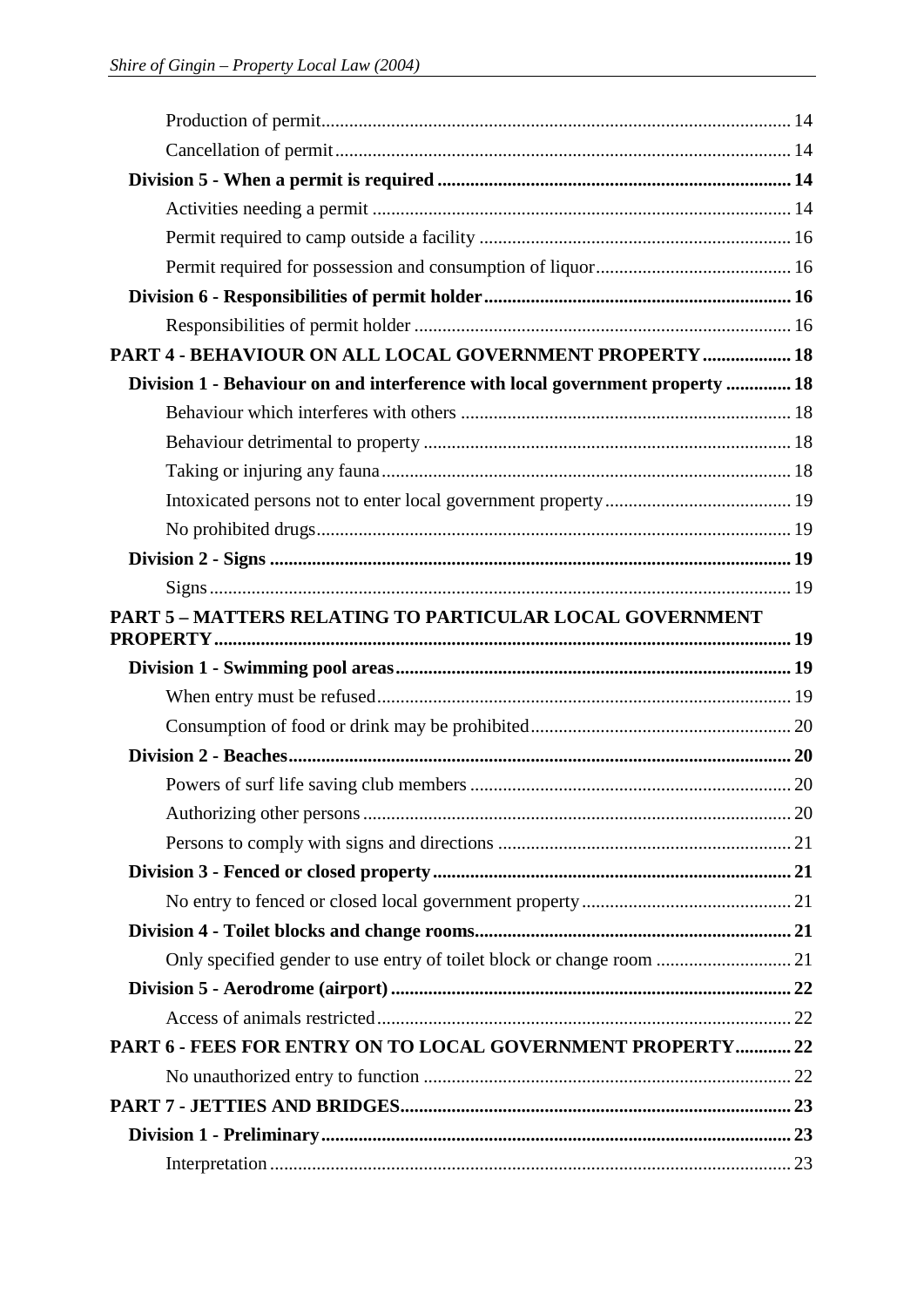Production of permit ..... 14

Cancellation of permit ..... 14

**Division 5 - When a permit is required ..... 14**

Activities needing a permit ..... 14

Permit required to camp outside a facility ..... 16

Permit required for possession and consumption of liquor ..... 16

**Division 6 - Responsibilities of permit holder ..... 16**

Responsibilities of permit holder ..... 16

**PART 4 - BEHAVIOUR ON ALL LOCAL GOVERNMENT PROPERTY ..... 18**

**Division 1 - Behaviour on and interference with local government property ..... 18**

Behaviour which interferes with others ..... 18

Behaviour detrimental to property ..... 18

Taking or injuring any fauna ..... 18

Intoxicated persons not to enter local government property ..... 19

No prohibited drugs ..... 19

**Division 2 - Signs ..... 19**

Signs ..... 19

**PART 5 – MATTERS RELATING TO PARTICULAR LOCAL GOVERNMENT PROPERTY ..... 19**

**Division 1 - Swimming pool areas ..... 19**

When entry must be refused ..... 19

Consumption of food or drink may be prohibited ..... 20

**Division 2 - Beaches ..... 20**

Powers of surf life saving club members ..... 20

Authorizing other persons ..... 20

Persons to comply with signs and directions ..... 21

**Division 3 - Fenced or closed property ..... 21**

No entry to fenced or closed local government property ..... 21

**Division 4 - Toilet blocks and change rooms ..... 21**

Only specified gender to use entry of toilet block or change room ..... 21

**Division 5 - Aerodrome (airport) ..... 22**

Access of animals restricted ..... 22

**PART 6 - FEES FOR ENTRY ON TO LOCAL GOVERNMENT PROPERTY ..... 22**

No unauthorized entry to function ..... 22

**PART 7 - JETTIES AND BRIDGES ..... 23**

**Division 1 - Preliminary ..... 23**

Interpretation ..... 23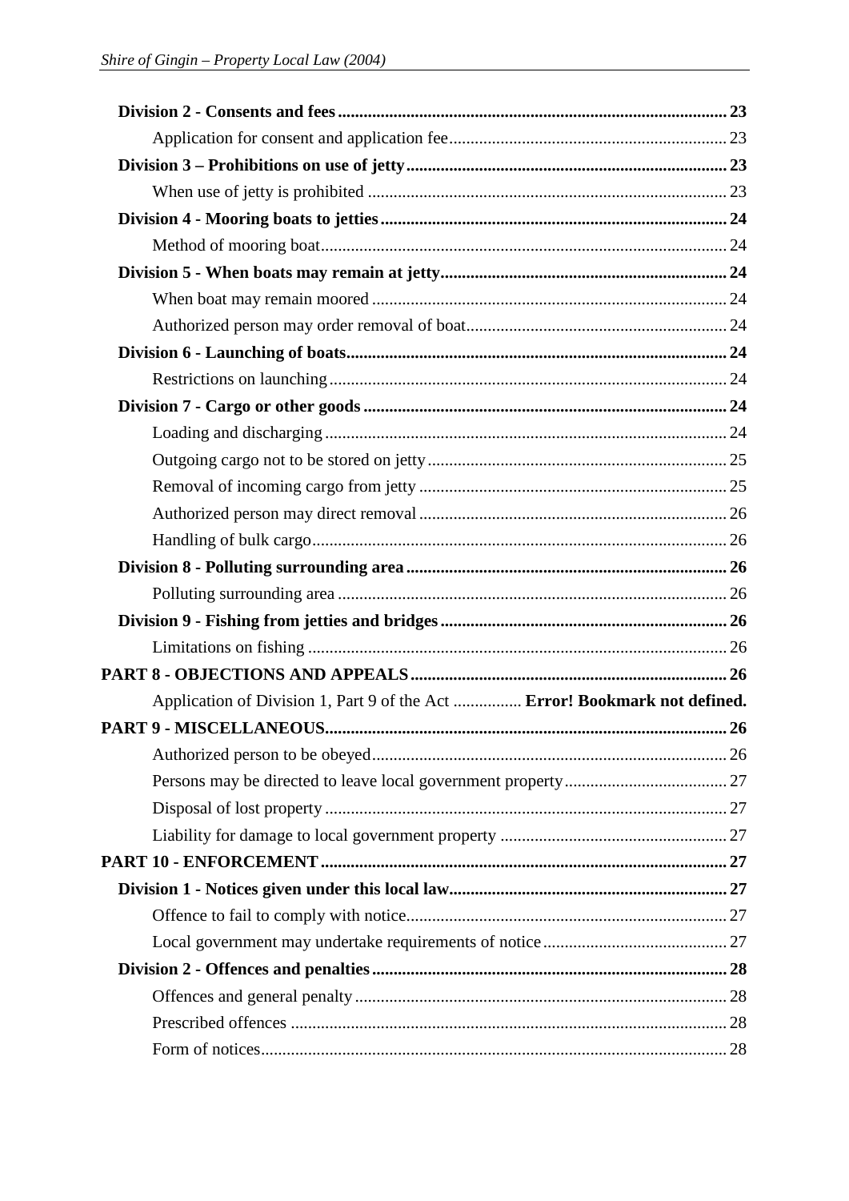**Division 2 - Consents and fees** ..... 23

Application for consent and application fee ..... 23

**Division 3 – Prohibitions on use of jetty** ..... 23

When use of jetty is prohibited ..... 23

**Division 4 - Mooring boats to jetties** ..... 24

Method of mooring boat ..... 24

**Division 5 - When boats may remain at jetty** ..... 24

When boat may remain moored ..... 24

Authorized person may order removal of boat ..... 24

**Division 6 - Launching of boats** ..... 24

Restrictions on launching ..... 24

**Division 7 - Cargo or other goods** ..... 24

Loading and discharging ..... 24

Outgoing cargo not to be stored on jetty ..... 25

Removal of incoming cargo from jetty ..... 25

Authorized person may direct removal ..... 26

Handling of bulk cargo ..... 26

**Division 8 - Polluting surrounding area** ..... 26

Polluting surrounding area ..... 26

**Division 9 - Fishing from jetties and bridges** ..... 26

Limitations on fishing ..... 26

**PART 8 - OBJECTIONS AND APPEALS** ..... 26

Application of Division 1, Part 9 of the Act ..... **Error! Bookmark not defined.**

**PART 9 - MISCELLANEOUS** ..... 26

Authorized person to be obeyed ..... 26

Persons may be directed to leave local government property ..... 27

Disposal of lost property ..... 27

Liability for damage to local government property ..... 27

**PART 10 - ENFORCEMENT** ..... 27

**Division 1 - Notices given under this local law** ..... 27

Offence to fail to comply with notice ..... 27

Local government may undertake requirements of notice ..... 27

**Division 2 - Offences and penalties** ..... 28

Offences and general penalty ..... 28

Prescribed offences ..... 28

Form of notices ..... 28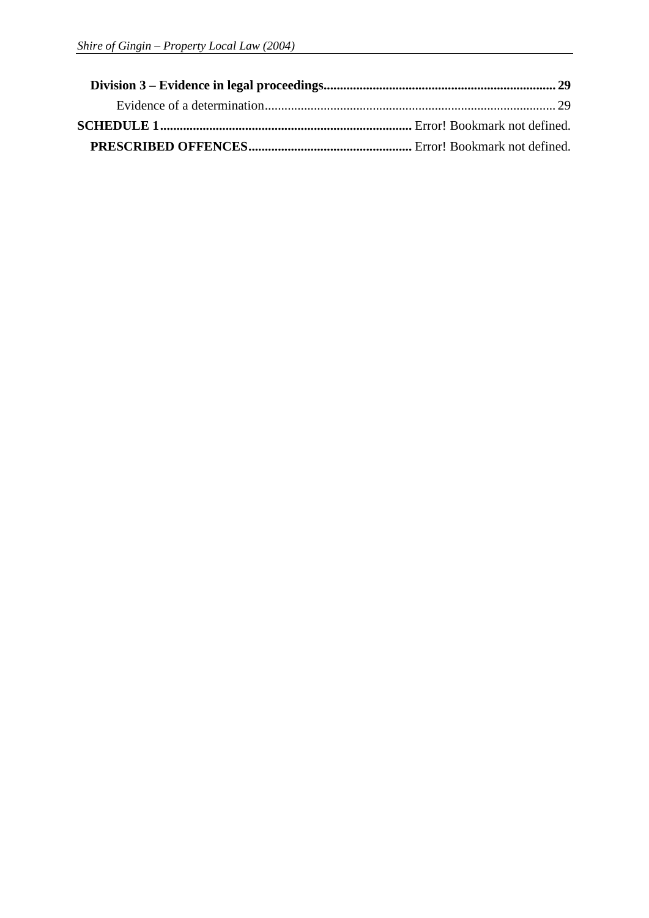**Division 3 – Evidence in legal proceedings....................................................................... 29**

Evidence of a determination......................................................................................... 29

**SCHEDULE 1.............................................................................** Error! Bookmark not defined.

**PRESCRIBED OFFENCES.................................................** Error! Bookmark not defined.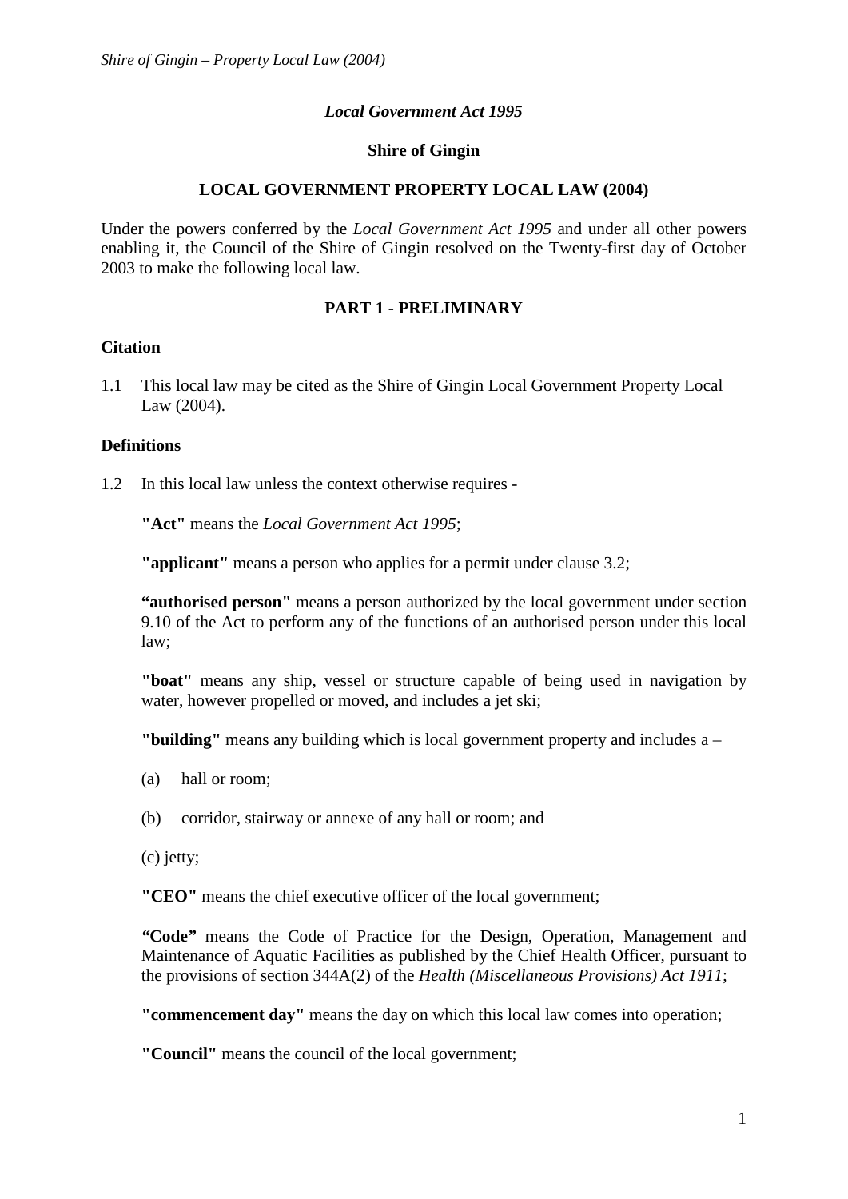*Local Government Act 1995*

**Shire of Gingin**

**LOCAL GOVERNMENT PROPERTY LOCAL LAW (2004)**

Under the powers conferred by the *Local Government Act 1995* and under all other powers enabling it, the Council of the Shire of Gingin resolved on the Twenty-first day of October 2003 to make the following local law.

## PART 1 - PRELIMINARY

### Citation

1.1 This local law may be cited as the Shire of Gingin Local Government Property Local Law (2004).

### Definitions

1.2 In this local law unless the context otherwise requires -

**"Act"** means the *Local Government Act 1995*;

**"applicant"** means a person who applies for a permit under clause 3.2;

**"authorised person"** means a person authorized by the local government under section 9.10 of the Act to perform any of the functions of an authorised person under this local law;

**"boat"** means any ship, vessel or structure capable of being used in navigation by water, however propelled or moved, and includes a jet ski;

**"building"** means any building which is local government property and includes a –

(a) hall or room;

(b) corridor, stairway or annexe of any hall or room; and

(c) jetty;

**"CEO"** means the chief executive officer of the local government;

**"Code"** means the Code of Practice for the Design, Operation, Management and Maintenance of Aquatic Facilities as published by the Chief Health Officer, pursuant to the provisions of section 344A(2) of the *Health (Miscellaneous Provisions) Act 1911*;

**"commencement day"** means the day on which this local law comes into operation;

**"Council"** means the council of the local government;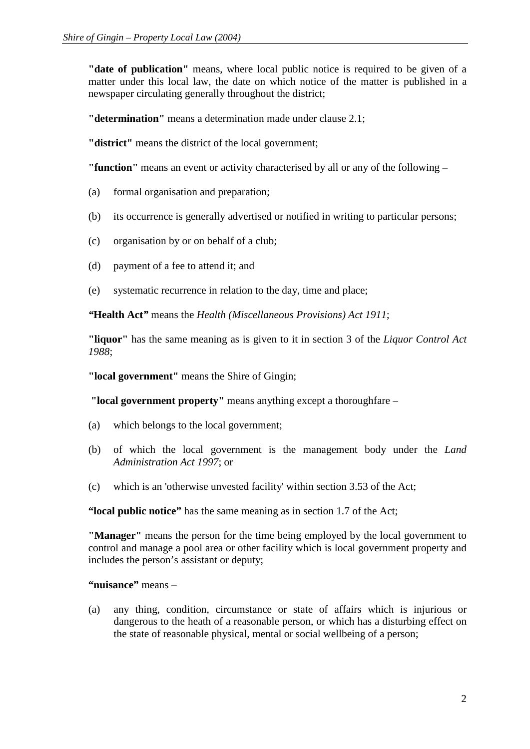**"date of publication"** means, where local public notice is required to be given of a matter under this local law, the date on which notice of the matter is published in a newspaper circulating generally throughout the district;

**"determination"** means a determination made under clause 2.1;

**"district"** means the district of the local government;

**"function"** means an event or activity characterised by all or any of the following –

(a) formal organisation and preparation;

(b) its occurrence is generally advertised or notified in writing to particular persons;

(c) organisation by or on behalf of a club;

(d) payment of a fee to attend it; and

(e) systematic recurrence in relation to the day, time and place;

**"Health Act"** means the *Health (Miscellaneous Provisions) Act 1911*;

**"liquor"** has the same meaning as is given to it in section 3 of the *Liquor Control Act 1988*;

**"local government"** means the Shire of Gingin;

**"local government property"** means anything except a thoroughfare –

(a) which belongs to the local government;

(b) of which the local government is the management body under the *Land Administration Act 1997*; or

(c) which is an 'otherwise unvested facility' within section 3.53 of the Act;

**"local public notice"** has the same meaning as in section 1.7 of the Act;

**"Manager"** means the person for the time being employed by the local government to control and manage a pool area or other facility which is local government property and includes the person's assistant or deputy;

**"nuisance"** means –

(a) any thing, condition, circumstance or state of affairs which is injurious or dangerous to the heath of a reasonable person, or which has a disturbing effect on the state of reasonable physical, mental or social wellbeing of a person;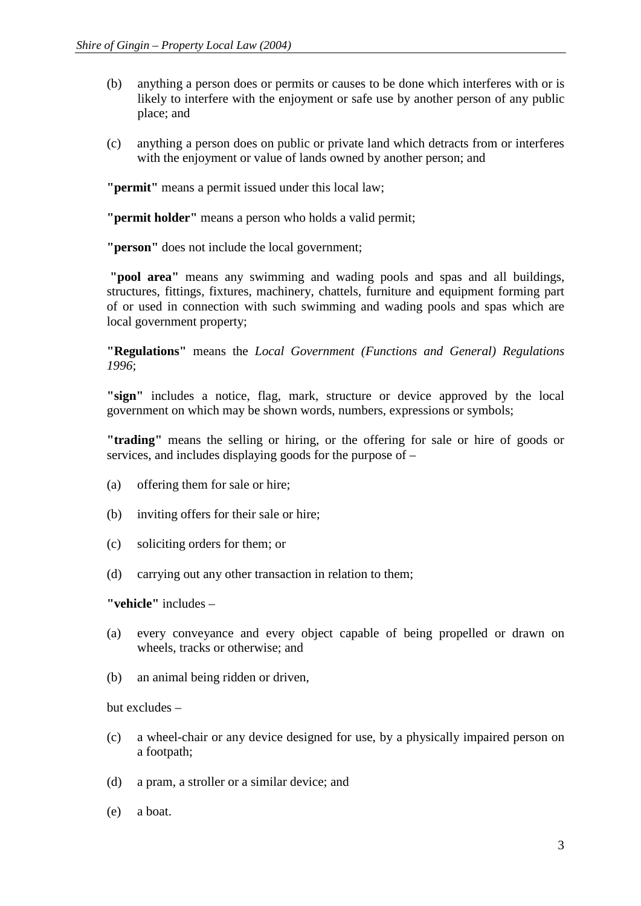(b) anything a person does or permits or causes to be done which interferes with or is likely to interfere with the enjoyment or safe use by another person of any public place; and

(c) anything a person does on public or private land which detracts from or interferes with the enjoyment or value of lands owned by another person; and

**"permit"** means a permit issued under this local law;

**"permit holder"** means a person who holds a valid permit;

**"person"** does not include the local government;

**"pool area"** means any swimming and wading pools and spas and all buildings, structures, fittings, fixtures, machinery, chattels, furniture and equipment forming part of or used in connection with such swimming and wading pools and spas which are local government property;

**"Regulations"** means the *Local Government (Functions and General) Regulations 1996*;

**"sign"** includes a notice, flag, mark, structure or device approved by the local government on which may be shown words, numbers, expressions or symbols;

**"trading"** means the selling or hiring, or the offering for sale or hire of goods or services, and includes displaying goods for the purpose of –

(a) offering them for sale or hire;

(b) inviting offers for their sale or hire;

(c) soliciting orders for them; or

(d) carrying out any other transaction in relation to them;

**"vehicle"** includes –

(a) every conveyance and every object capable of being propelled or drawn on wheels, tracks or otherwise; and

(b) an animal being ridden or driven,

but excludes –

(c) a wheel-chair or any device designed for use, by a physically impaired person on a footpath;

(d) a pram, a stroller or a similar device; and

(e) a boat.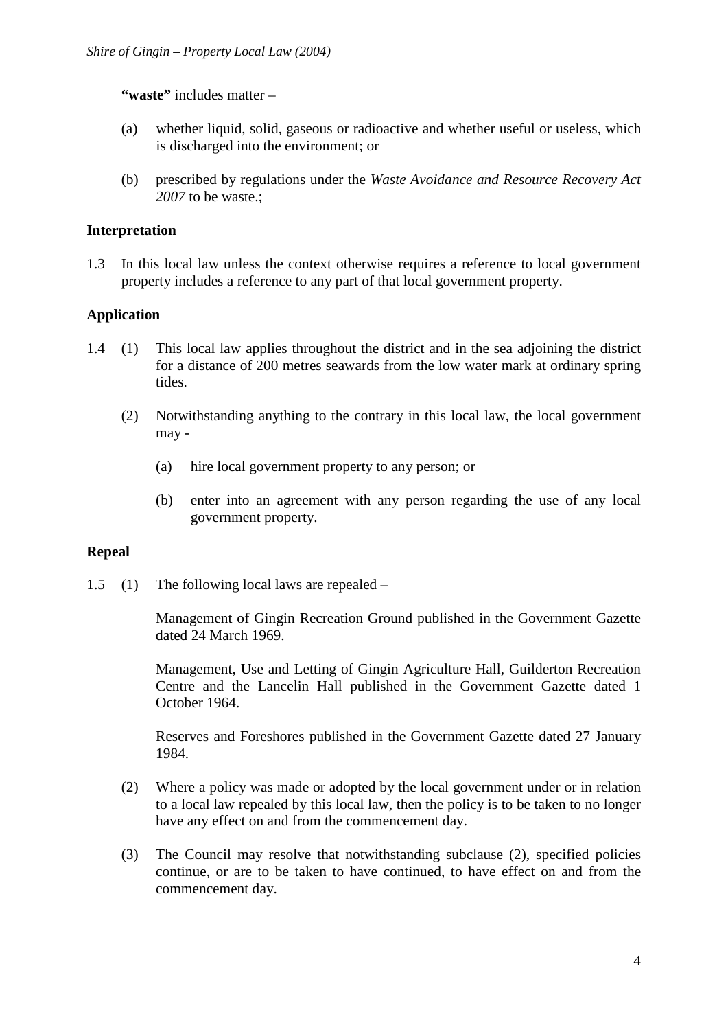**"waste"** includes matter –

(a) whether liquid, solid, gaseous or radioactive and whether useful or useless, which is discharged into the environment; or

(b) prescribed by regulations under the *Waste Avoidance and Resource Recovery Act 2007* to be waste.;

**Interpretation**

1.3 In this local law unless the context otherwise requires a reference to local government property includes a reference to any part of that local government property.

**Application**

1.4 (1) This local law applies throughout the district and in the sea adjoining the district for a distance of 200 metres seawards from the low water mark at ordinary spring tides.

(2) Notwithstanding anything to the contrary in this local law, the local government may -

(a) hire local government property to any person; or

(b) enter into an agreement with any person regarding the use of any local government property.

**Repeal**

1.5 (1) The following local laws are repealed –

Management of Gingin Recreation Ground published in the Government Gazette dated 24 March 1969.

Management, Use and Letting of Gingin Agriculture Hall, Guilderton Recreation Centre and the Lancelin Hall published in the Government Gazette dated 1 October 1964.

Reserves and Foreshores published in the Government Gazette dated 27 January 1984.

(2) Where a policy was made or adopted by the local government under or in relation to a local law repealed by this local law, then the policy is to be taken to no longer have any effect on and from the commencement day.

(3) The Council may resolve that notwithstanding subclause (2), specified policies continue, or are to be taken to have continued, to have effect on and from the commencement day.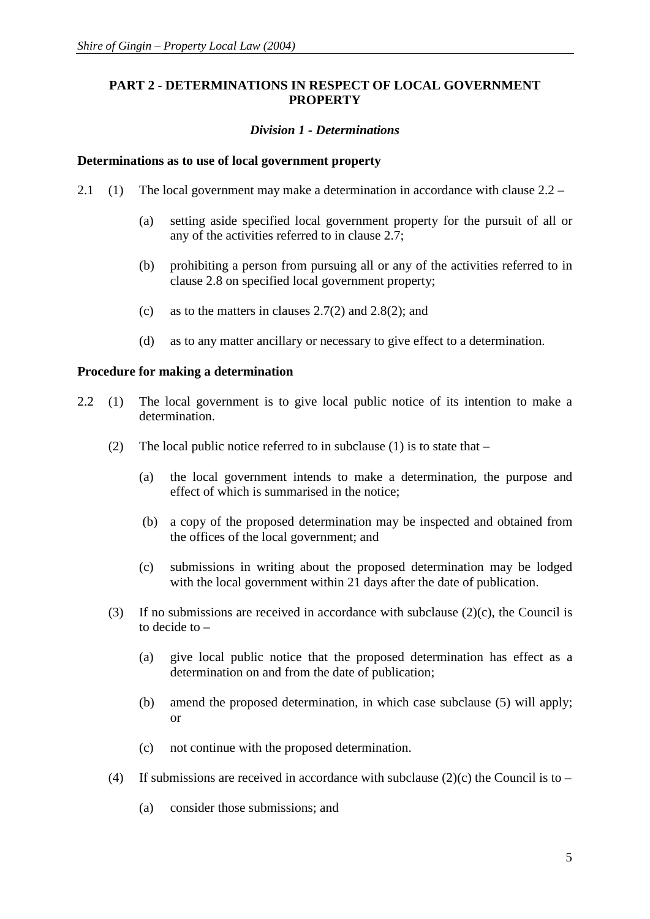## PART 2 - DETERMINATIONS IN RESPECT OF LOCAL GOVERNMENT PROPERTY

### *Division 1 - Determinations*

**Determinations as to use of local government property**

2.1 (1) The local government may make a determination in accordance with clause 2.2 –

(a) setting aside specified local government property for the pursuit of all or any of the activities referred to in clause 2.7;

(b) prohibiting a person from pursuing all or any of the activities referred to in clause 2.8 on specified local government property;

(c) as to the matters in clauses 2.7(2) and 2.8(2); and

(d) as to any matter ancillary or necessary to give effect to a determination.

**Procedure for making a determination**

2.2 (1) The local government is to give local public notice of its intention to make a determination.

(2) The local public notice referred to in subclause (1) is to state that –

(a) the local government intends to make a determination, the purpose and effect of which is summarised in the notice;

(b) a copy of the proposed determination may be inspected and obtained from the offices of the local government; and

(c) submissions in writing about the proposed determination may be lodged with the local government within 21 days after the date of publication.

(3) If no submissions are received in accordance with subclause (2)(c), the Council is to decide to –

(a) give local public notice that the proposed determination has effect as a determination on and from the date of publication;

(b) amend the proposed determination, in which case subclause (5) will apply; or

(c) not continue with the proposed determination.

(4) If submissions are received in accordance with subclause (2)(c) the Council is to –

(a) consider those submissions; and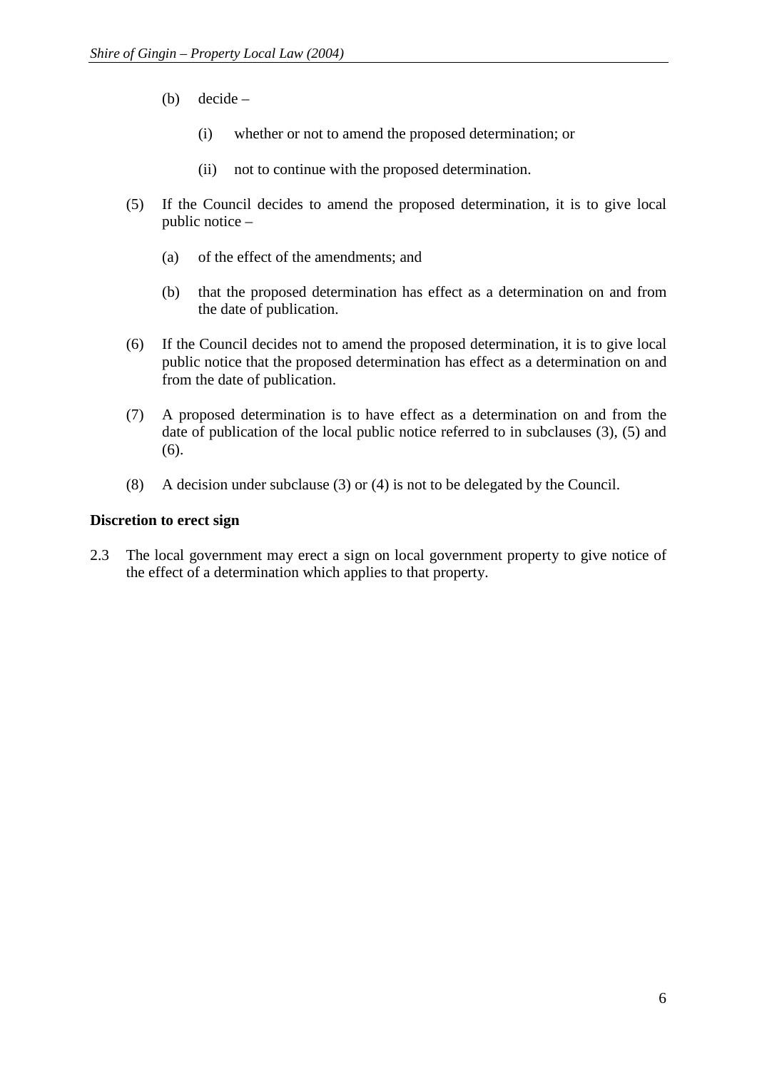(b) decide –

  (i) whether or not to amend the proposed determination; or

  (ii) not to continue with the proposed determination.

(5) If the Council decides to amend the proposed determination, it is to give local public notice –

  (a) of the effect of the amendments; and

  (b) that the proposed determination has effect as a determination on and from the date of publication.

(6) If the Council decides not to amend the proposed determination, it is to give local public notice that the proposed determination has effect as a determination on and from the date of publication.

(7) A proposed determination is to have effect as a determination on and from the date of publication of the local public notice referred to in subclauses (3), (5) and (6).

(8) A decision under subclause (3) or (4) is not to be delegated by the Council.

**Discretion to erect sign**

2.3 The local government may erect a sign on local government property to give notice of the effect of a determination which applies to that property.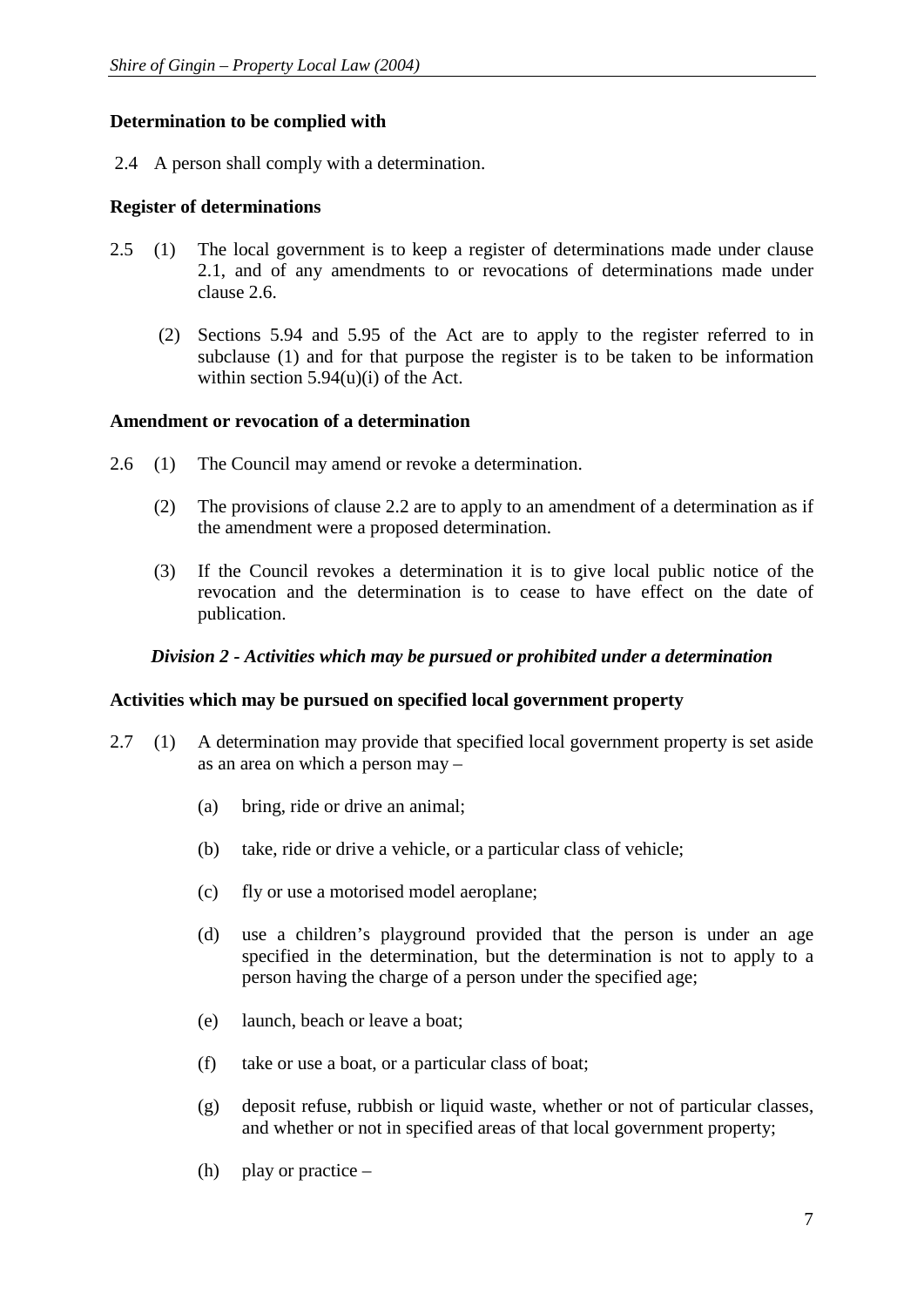**Determination to be complied with**

2.4 A person shall comply with a determination.

**Register of determinations**

2.5 (1) The local government is to keep a register of determinations made under clause 2.1, and of any amendments to or revocations of determinations made under clause 2.6.

(2) Sections 5.94 and 5.95 of the Act are to apply to the register referred to in subclause (1) and for that purpose the register is to be taken to be information within section 5.94(u)(i) of the Act.

**Amendment or revocation of a determination**

2.6 (1) The Council may amend or revoke a determination.

(2) The provisions of clause 2.2 are to apply to an amendment of a determination as if the amendment were a proposed determination.

(3) If the Council revokes a determination it is to give local public notice of the revocation and the determination is to cease to have effect on the date of publication.

***Division 2 - Activities which may be pursued or prohibited under a determination***

**Activities which may be pursued on specified local government property**

2.7 (1) A determination may provide that specified local government property is set aside as an area on which a person may –

(a) bring, ride or drive an animal;

(b) take, ride or drive a vehicle, or a particular class of vehicle;

(c) fly or use a motorised model aeroplane;

(d) use a children's playground provided that the person is under an age specified in the determination, but the determination is not to apply to a person having the charge of a person under the specified age;

(e) launch, beach or leave a boat;

(f) take or use a boat, or a particular class of boat;

(g) deposit refuse, rubbish or liquid waste, whether or not of particular classes, and whether or not in specified areas of that local government property;

(h) play or practice –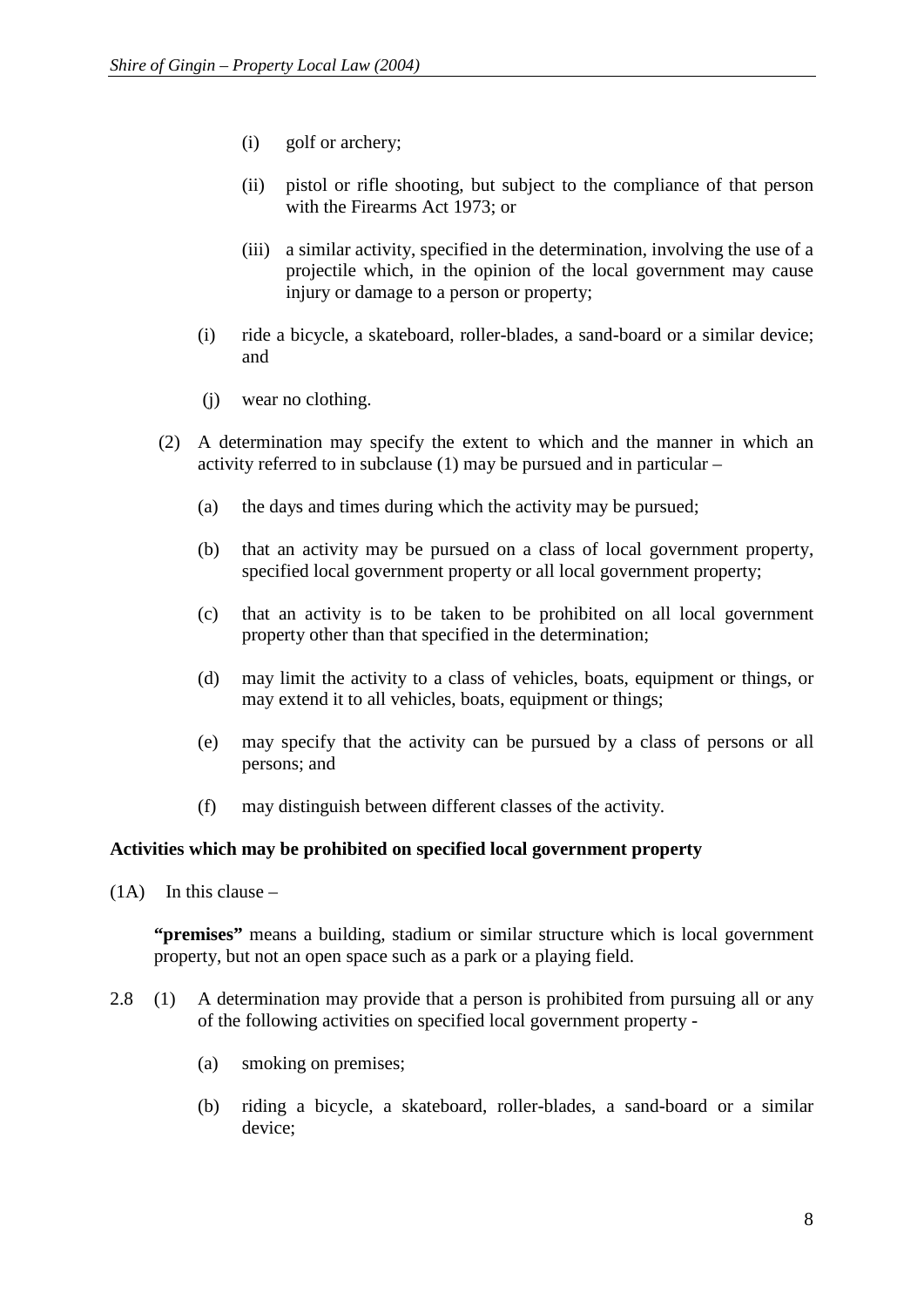(i) golf or archery;

(ii) pistol or rifle shooting, but subject to the compliance of that person with the Firearms Act 1973; or

(iii) a similar activity, specified in the determination, involving the use of a projectile which, in the opinion of the local government may cause injury or damage to a person or property;

(i) ride a bicycle, a skateboard, roller-blades, a sand-board or a similar device; and

(j) wear no clothing.

(2) A determination may specify the extent to which and the manner in which an activity referred to in subclause (1) may be pursued and in particular –

(a) the days and times during which the activity may be pursued;

(b) that an activity may be pursued on a class of local government property, specified local government property or all local government property;

(c) that an activity is to be taken to be prohibited on all local government property other than that specified in the determination;

(d) may limit the activity to a class of vehicles, boats, equipment or things, or may extend it to all vehicles, boats, equipment or things;

(e) may specify that the activity can be pursued by a class of persons or all persons; and

(f) may distinguish between different classes of the activity.

**Activities which may be prohibited on specified local government property**

(1A) In this clause –

**"premises"** means a building, stadium or similar structure which is local government property, but not an open space such as a park or a playing field.

2.8 (1) A determination may provide that a person is prohibited from pursuing all or any of the following activities on specified local government property -

(a) smoking on premises;

(b) riding a bicycle, a skateboard, roller-blades, a sand-board or a similar device;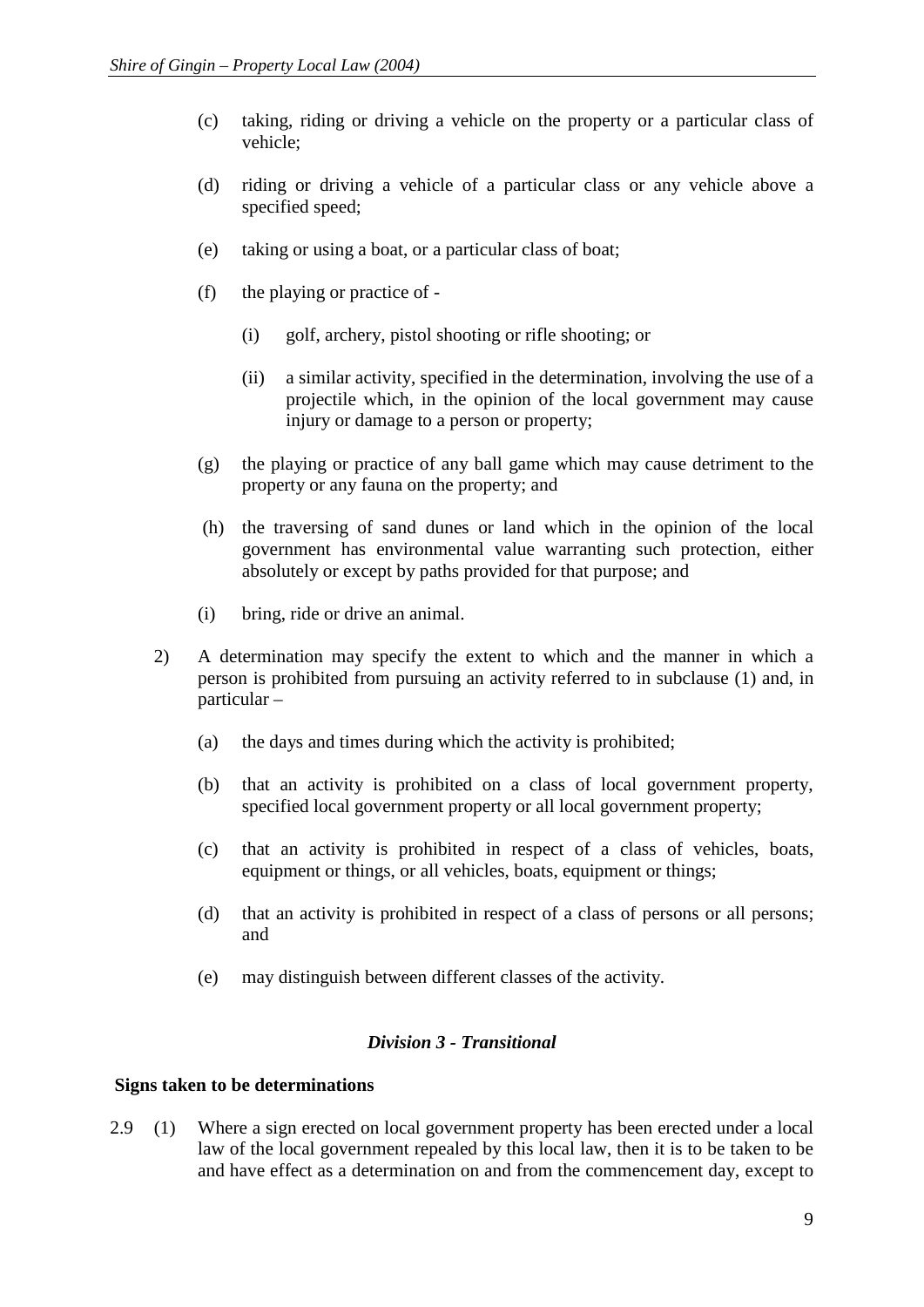(c) taking, riding or driving a vehicle on the property or a particular class of vehicle;

(d) riding or driving a vehicle of a particular class or any vehicle above a specified speed;

(e) taking or using a boat, or a particular class of boat;

(f) the playing or practice of -

  (i) golf, archery, pistol shooting or rifle shooting; or

  (ii) a similar activity, specified in the determination, involving the use of a projectile which, in the opinion of the local government may cause injury or damage to a person or property;

(g) the playing or practice of any ball game which may cause detriment to the property or any fauna on the property; and

(h) the traversing of sand dunes or land which in the opinion of the local government has environmental value warranting such protection, either absolutely or except by paths provided for that purpose; and

(i) bring, ride or drive an animal.

2) A determination may specify the extent to which and the manner in which a person is prohibited from pursuing an activity referred to in subclause (1) and, in particular –

  (a) the days and times during which the activity is prohibited;

  (b) that an activity is prohibited on a class of local government property, specified local government property or all local government property;

  (c) that an activity is prohibited in respect of a class of vehicles, boats, equipment or things, or all vehicles, boats, equipment or things;

  (d) that an activity is prohibited in respect of a class of persons or all persons; and

  (e) may distinguish between different classes of the activity.

### *Division 3 - Transitional*

**Signs taken to be determinations**

2.9 (1) Where a sign erected on local government property has been erected under a local law of the local government repealed by this local law, then it is to be taken to be and have effect as a determination on and from the commencement day, except to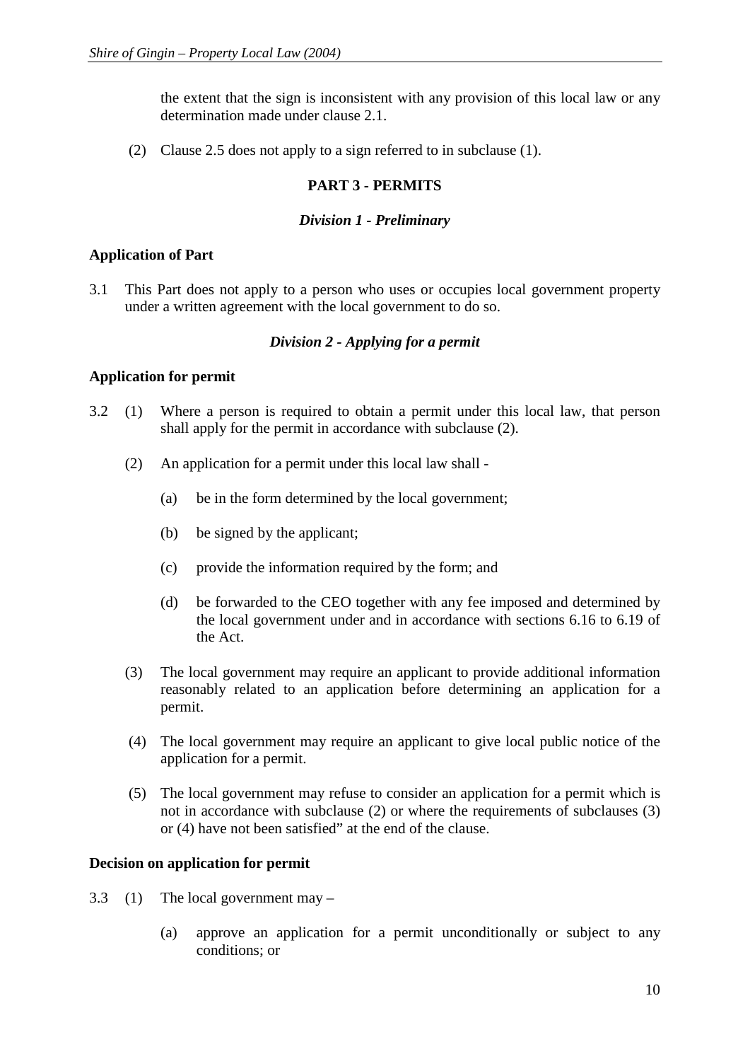the extent that the sign is inconsistent with any provision of this local law or any determination made under clause 2.1.

(2) Clause 2.5 does not apply to a sign referred to in subclause (1).

## PART 3 - PERMITS

### *Division 1 - Preliminary*

**Application of Part**

3.1 This Part does not apply to a person who uses or occupies local government property under a written agreement with the local government to do so.

### *Division 2 - Applying for a permit*

**Application for permit**

3.2 (1) Where a person is required to obtain a permit under this local law, that person shall apply for the permit in accordance with subclause (2).

(2) An application for a permit under this local law shall -

(a) be in the form determined by the local government;

(b) be signed by the applicant;

(c) provide the information required by the form; and

(d) be forwarded to the CEO together with any fee imposed and determined by the local government under and in accordance with sections 6.16 to 6.19 of the Act.

(3) The local government may require an applicant to provide additional information reasonably related to an application before determining an application for a permit.

(4) The local government may require an applicant to give local public notice of the application for a permit.

(5) The local government may refuse to consider an application for a permit which is not in accordance with subclause (2) or where the requirements of subclauses (3) or (4) have not been satisfied" at the end of the clause.

**Decision on application for permit**

3.3 (1) The local government may –

(a) approve an application for a permit unconditionally or subject to any conditions; or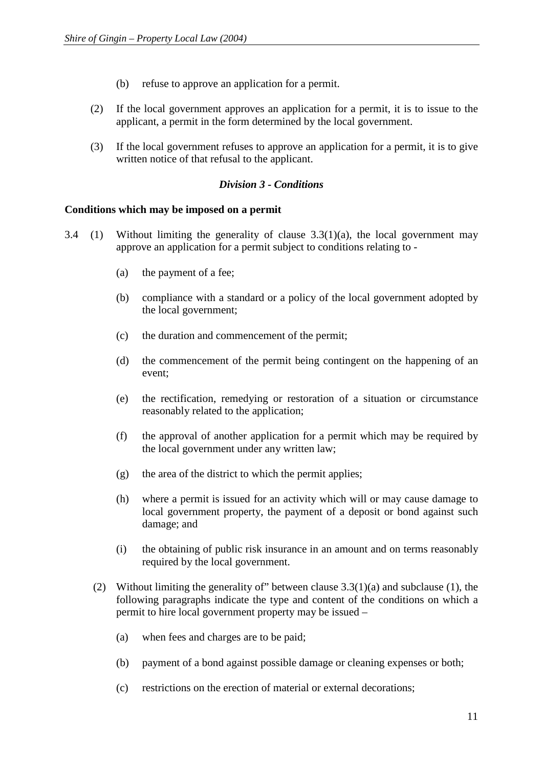(b) refuse to approve an application for a permit.

(2) If the local government approves an application for a permit, it is to issue to the applicant, a permit in the form determined by the local government.

(3) If the local government refuses to approve an application for a permit, it is to give written notice of that refusal to the applicant.

### *Division 3 - Conditions*

**Conditions which may be imposed on a permit**

3.4 (1) Without limiting the generality of clause 3.3(1)(a), the local government may approve an application for a permit subject to conditions relating to -

(a) the payment of a fee;

(b) compliance with a standard or a policy of the local government adopted by the local government;

(c) the duration and commencement of the permit;

(d) the commencement of the permit being contingent on the happening of an event;

(e) the rectification, remedying or restoration of a situation or circumstance reasonably related to the application;

(f) the approval of another application for a permit which may be required by the local government under any written law;

(g) the area of the district to which the permit applies;

(h) where a permit is issued for an activity which will or may cause damage to local government property, the payment of a deposit or bond against such damage; and

(i) the obtaining of public risk insurance in an amount and on terms reasonably required by the local government.

(2) Without limiting the generality of" between clause 3.3(1)(a) and subclause (1), the following paragraphs indicate the type and content of the conditions on which a permit to hire local government property may be issued –

(a) when fees and charges are to be paid;

(b) payment of a bond against possible damage or cleaning expenses or both;

(c) restrictions on the erection of material or external decorations;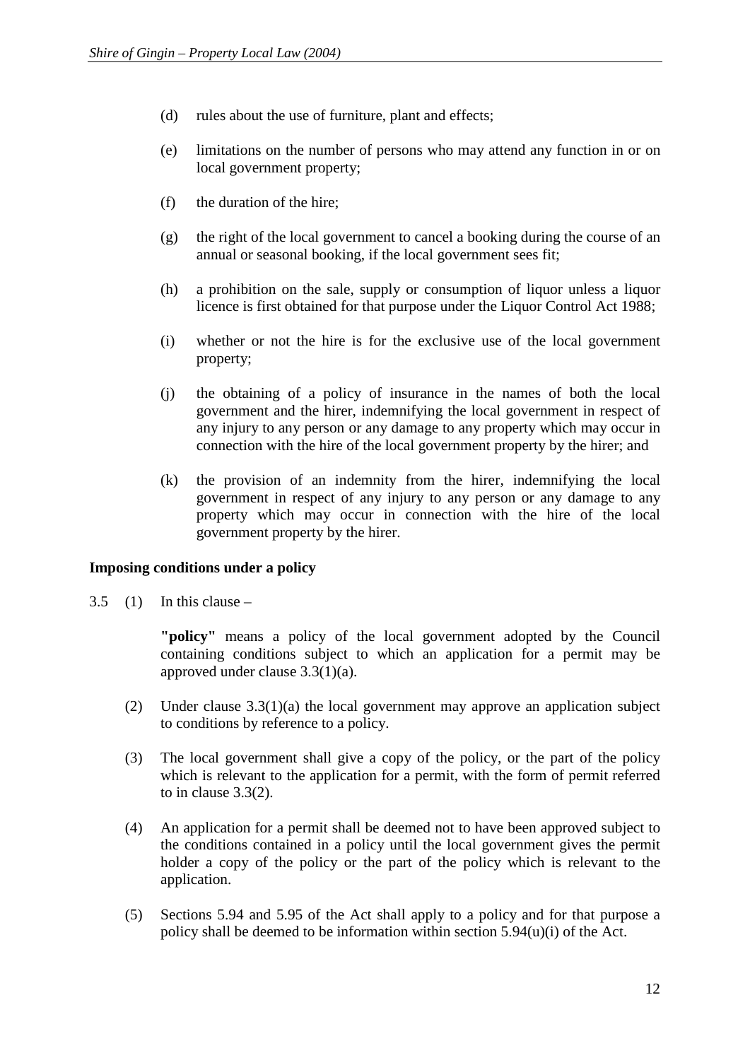(d) rules about the use of furniture, plant and effects;

(e) limitations on the number of persons who may attend any function in or on local government property;

(f) the duration of the hire;

(g) the right of the local government to cancel a booking during the course of an annual or seasonal booking, if the local government sees fit;

(h) a prohibition on the sale, supply or consumption of liquor unless a liquor licence is first obtained for that purpose under the Liquor Control Act 1988;

(i) whether or not the hire is for the exclusive use of the local government property;

(j) the obtaining of a policy of insurance in the names of both the local government and the hirer, indemnifying the local government in respect of any injury to any person or any damage to any property which may occur in connection with the hire of the local government property by the hirer; and

(k) the provision of an indemnity from the hirer, indemnifying the local government in respect of any injury to any person or any damage to any property which may occur in connection with the hire of the local government property by the hirer.

**Imposing conditions under a policy**

3.5 (1) In this clause –

**"policy"** means a policy of the local government adopted by the Council containing conditions subject to which an application for a permit may be approved under clause 3.3(1)(a).

(2) Under clause 3.3(1)(a) the local government may approve an application subject to conditions by reference to a policy.

(3) The local government shall give a copy of the policy, or the part of the policy which is relevant to the application for a permit, with the form of permit referred to in clause 3.3(2).

(4) An application for a permit shall be deemed not to have been approved subject to the conditions contained in a policy until the local government gives the permit holder a copy of the policy or the part of the policy which is relevant to the application.

(5) Sections 5.94 and 5.95 of the Act shall apply to a policy and for that purpose a policy shall be deemed to be information within section 5.94(u)(i) of the Act.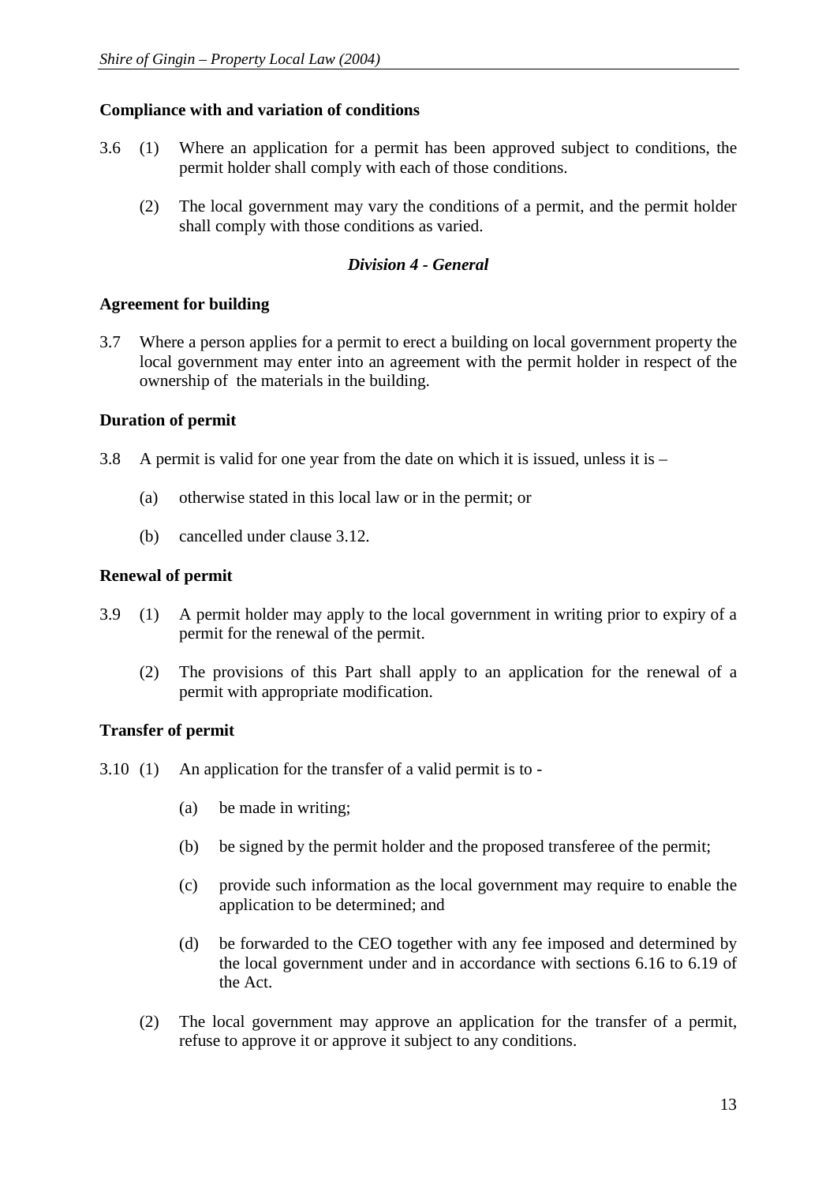**Compliance with and variation of conditions**

3.6 (1) Where an application for a permit has been approved subject to conditions, the permit holder shall comply with each of those conditions.

(2) The local government may vary the conditions of a permit, and the permit holder shall comply with those conditions as varied.

### *Division 4 - General*

**Agreement for building**

3.7 Where a person applies for a permit to erect a building on local government property the local government may enter into an agreement with the permit holder in respect of the ownership of the materials in the building.

**Duration of permit**

3.8 A permit is valid for one year from the date on which it is issued, unless it is –

(a) otherwise stated in this local law or in the permit; or

(b) cancelled under clause 3.12.

**Renewal of permit**

3.9 (1) A permit holder may apply to the local government in writing prior to expiry of a permit for the renewal of the permit.

(2) The provisions of this Part shall apply to an application for the renewal of a permit with appropriate modification.

**Transfer of permit**

3.10 (1) An application for the transfer of a valid permit is to -

(a) be made in writing;

(b) be signed by the permit holder and the proposed transferee of the permit;

(c) provide such information as the local government may require to enable the application to be determined; and

(d) be forwarded to the CEO together with any fee imposed and determined by the local government under and in accordance with sections 6.16 to 6.19 of the Act.

(2) The local government may approve an application for the transfer of a permit, refuse to approve it or approve it subject to any conditions.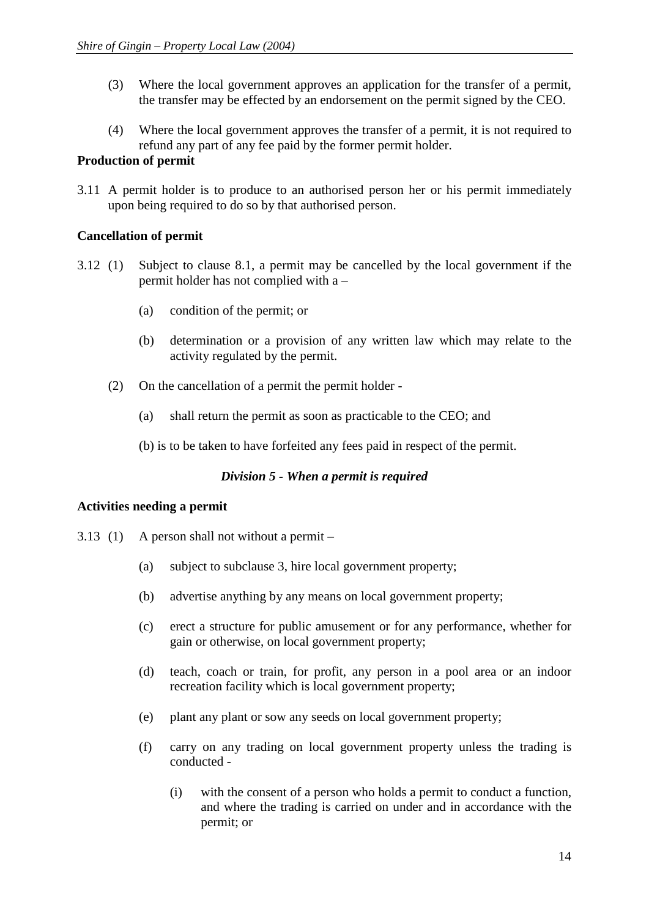(3) Where the local government approves an application for the transfer of a permit, the transfer may be effected by an endorsement on the permit signed by the CEO.

(4) Where the local government approves the transfer of a permit, it is not required to refund any part of any fee paid by the former permit holder.

**Production of permit**

3.11 A permit holder is to produce to an authorised person her or his permit immediately upon being required to do so by that authorised person.

**Cancellation of permit**

3.12 (1) Subject to clause 8.1, a permit may be cancelled by the local government if the permit holder has not complied with a –

(a) condition of the permit; or

(b) determination or a provision of any written law which may relate to the activity regulated by the permit.

(2) On the cancellation of a permit the permit holder -

(a) shall return the permit as soon as practicable to the CEO; and

(b) is to be taken to have forfeited any fees paid in respect of the permit.

### *Division 5 - When a permit is required*

**Activities needing a permit**

3.13 (1) A person shall not without a permit –

(a) subject to subclause 3, hire local government property;

(b) advertise anything by any means on local government property;

(c) erect a structure for public amusement or for any performance, whether for gain or otherwise, on local government property;

(d) teach, coach or train, for profit, any person in a pool area or an indoor recreation facility which is local government property;

(e) plant any plant or sow any seeds on local government property;

(f) carry on any trading on local government property unless the trading is conducted -

(i) with the consent of a person who holds a permit to conduct a function, and where the trading is carried on under and in accordance with the permit; or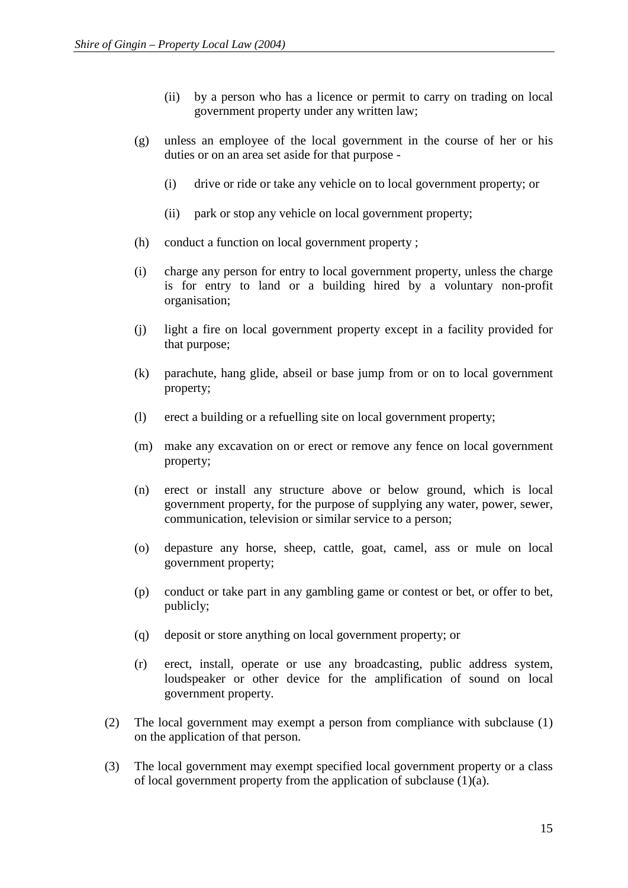(ii) by a person who has a licence or permit to carry on trading on local government property under any written law;

(g) unless an employee of the local government in the course of her or his duties or on an area set aside for that purpose -

(i) drive or ride or take any vehicle on to local government property; or

(ii) park or stop any vehicle on local government property;

(h) conduct a function on local government property ;

(i) charge any person for entry to local government property, unless the charge is for entry to land or a building hired by a voluntary non-profit organisation;

(j) light a fire on local government property except in a facility provided for that purpose;

(k) parachute, hang glide, abseil or base jump from or on to local government property;

(l) erect a building or a refuelling site on local government property;

(m) make any excavation on or erect or remove any fence on local government property;

(n) erect or install any structure above or below ground, which is local government property, for the purpose of supplying any water, power, sewer, communication, television or similar service to a person;

(o) depasture any horse, sheep, cattle, goat, camel, ass or mule on local government property;

(p) conduct or take part in any gambling game or contest or bet, or offer to bet, publicly;

(q) deposit or store anything on local government property; or

(r) erect, install, operate or use any broadcasting, public address system, loudspeaker or other device for the amplification of sound on local government property.

(2) The local government may exempt a person from compliance with subclause (1) on the application of that person.

(3) The local government may exempt specified local government property or a class of local government property from the application of subclause (1)(a).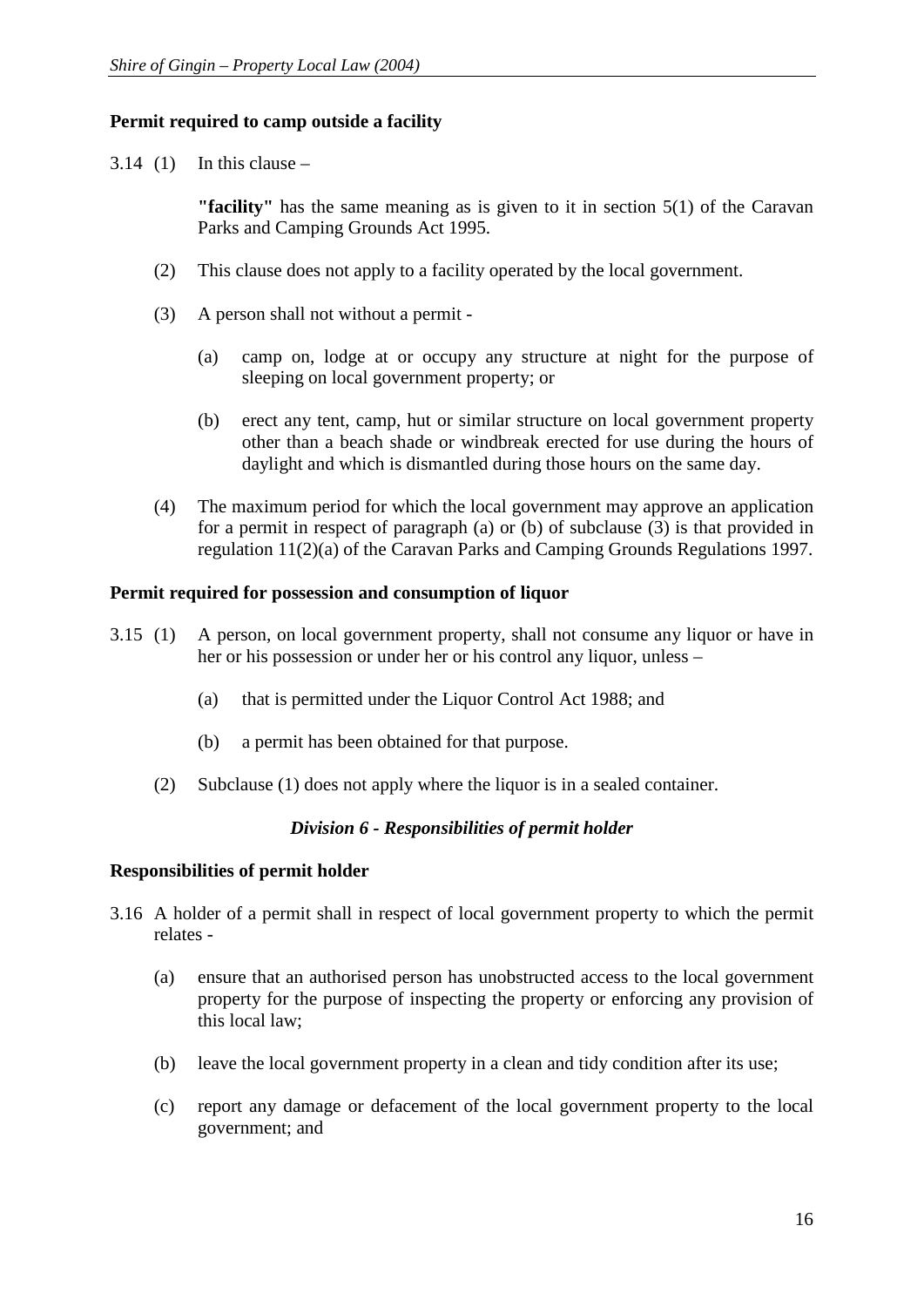**Permit required to camp outside a facility**

3.14 (1) In this clause –

**"facility"** has the same meaning as is given to it in section 5(1) of the Caravan Parks and Camping Grounds Act 1995.

(2) This clause does not apply to a facility operated by the local government.

(3) A person shall not without a permit -

(a) camp on, lodge at or occupy any structure at night for the purpose of sleeping on local government property; or

(b) erect any tent, camp, hut or similar structure on local government property other than a beach shade or windbreak erected for use during the hours of daylight and which is dismantled during those hours on the same day.

(4) The maximum period for which the local government may approve an application for a permit in respect of paragraph (a) or (b) of subclause (3) is that provided in regulation 11(2)(a) of the Caravan Parks and Camping Grounds Regulations 1997.

**Permit required for possession and consumption of liquor**

3.15 (1) A person, on local government property, shall not consume any liquor or have in her or his possession or under her or his control any liquor, unless –

(a) that is permitted under the Liquor Control Act 1988; and

(b) a permit has been obtained for that purpose.

(2) Subclause (1) does not apply where the liquor is in a sealed container.

***Division 6 - Responsibilities of permit holder***

**Responsibilities of permit holder**

3.16 A holder of a permit shall in respect of local government property to which the permit relates -

(a) ensure that an authorised person has unobstructed access to the local government property for the purpose of inspecting the property or enforcing any provision of this local law;

(b) leave the local government property in a clean and tidy condition after its use;

(c) report any damage or defacement of the local government property to the local government; and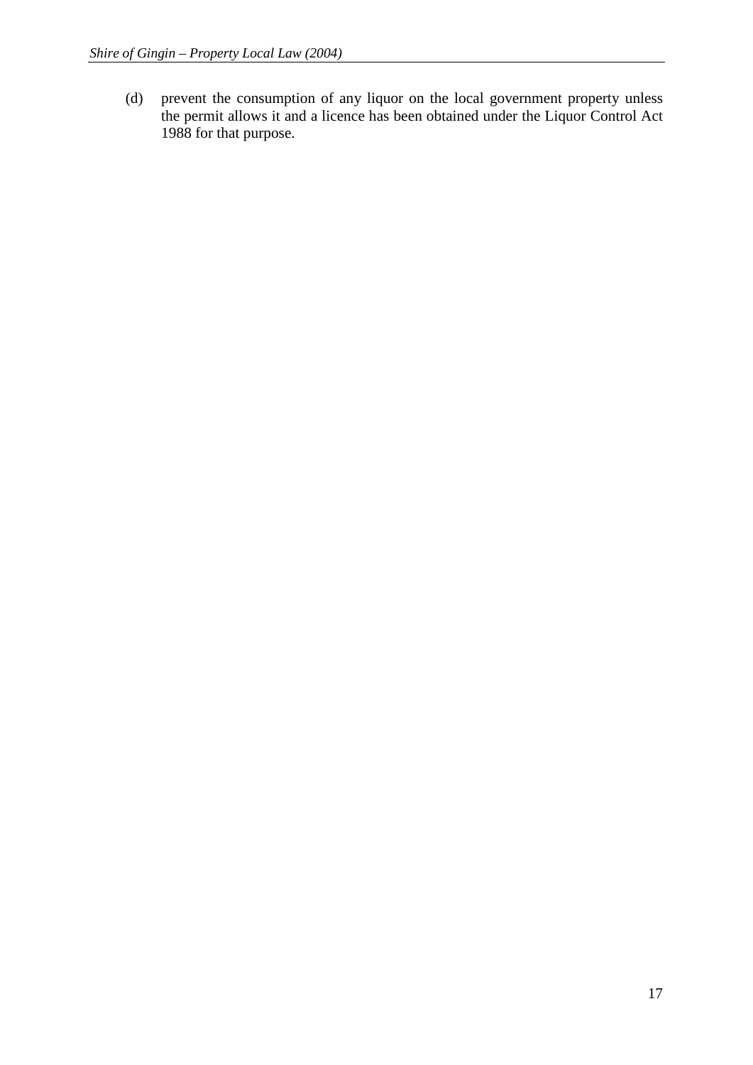(d) prevent the consumption of any liquor on the local government property unless the permit allows it and a licence has been obtained under the Liquor Control Act 1988 for that purpose.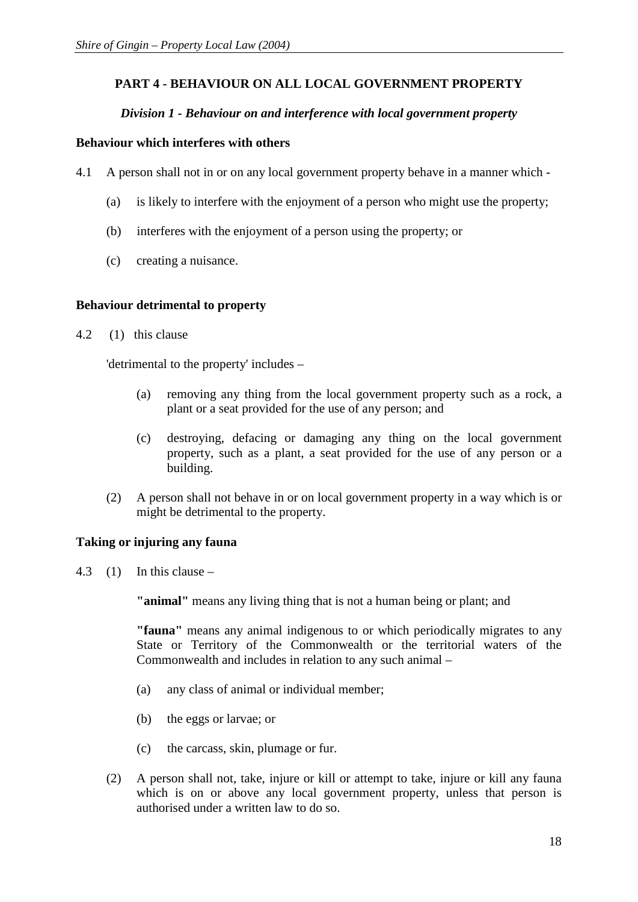## PART 4 - BEHAVIOUR ON ALL LOCAL GOVERNMENT PROPERTY

### *Division 1 - Behaviour on and interference with local government property*

**Behaviour which interferes with others**

4.1 A person shall not in or on any local government property behave in a manner which -

(a) is likely to interfere with the enjoyment of a person who might use the property;

(b) interferes with the enjoyment of a person using the property; or

(c) creating a nuisance.

**Behaviour detrimental to property**

4.2 (1) this clause

'detrimental to the property' includes –

(a) removing any thing from the local government property such as a rock, a plant or a seat provided for the use of any person; and

(c) destroying, defacing or damaging any thing on the local government property, such as a plant, a seat provided for the use of any person or a building.

(2) A person shall not behave in or on local government property in a way which is or might be detrimental to the property.

**Taking or injuring any fauna**

4.3 (1) In this clause –

**"animal"** means any living thing that is not a human being or plant; and

**"fauna"** means any animal indigenous to or which periodically migrates to any State or Territory of the Commonwealth or the territorial waters of the Commonwealth and includes in relation to any such animal –

(a) any class of animal or individual member;

(b) the eggs or larvae; or

(c) the carcass, skin, plumage or fur.

(2) A person shall not, take, injure or kill or attempt to take, injure or kill any fauna which is on or above any local government property, unless that person is authorised under a written law to do so.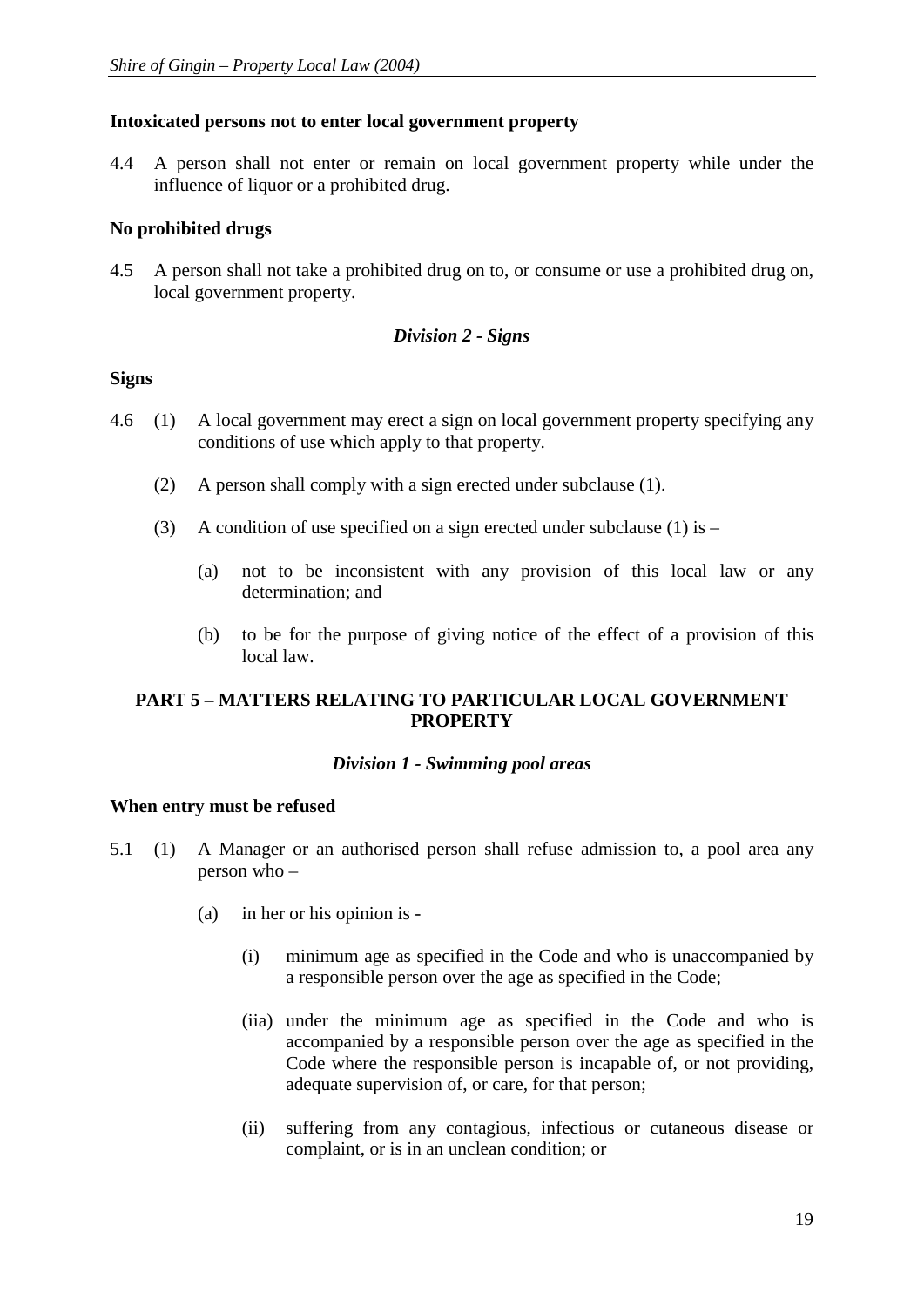**Intoxicated persons not to enter local government property**

4.4 A person shall not enter or remain on local government property while under the influence of liquor or a prohibited drug.

**No prohibited drugs**

4.5 A person shall not take a prohibited drug on to, or consume or use a prohibited drug on, local government property.

*Division 2 - Signs*

**Signs**

4.6 (1) A local government may erect a sign on local government property specifying any conditions of use which apply to that property.

(2) A person shall comply with a sign erected under subclause (1).

(3) A condition of use specified on a sign erected under subclause (1) is –

(a) not to be inconsistent with any provision of this local law or any determination; and

(b) to be for the purpose of giving notice of the effect of a provision of this local law.

**PART 5 – MATTERS RELATING TO PARTICULAR LOCAL GOVERNMENT PROPERTY**

*Division 1 - Swimming pool areas*

**When entry must be refused**

5.1 (1) A Manager or an authorised person shall refuse admission to, a pool area any person who –

(a) in her or his opinion is -

(i) minimum age as specified in the Code and who is unaccompanied by a responsible person over the age as specified in the Code;

(iia) under the minimum age as specified in the Code and who is accompanied by a responsible person over the age as specified in the Code where the responsible person is incapable of, or not providing, adequate supervision of, or care, for that person;

(ii) suffering from any contagious, infectious or cutaneous disease or complaint, or is in an unclean condition; or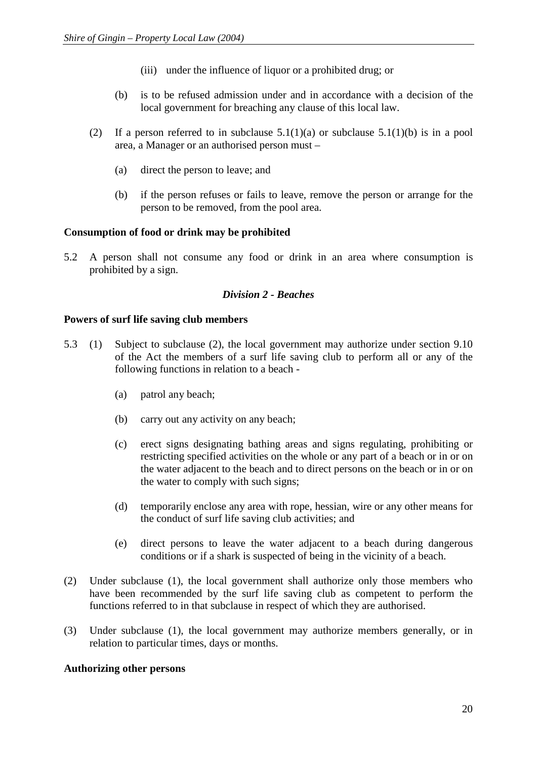(iii) under the influence of liquor or a prohibited drug; or

(b) is to be refused admission under and in accordance with a decision of the local government for breaching any clause of this local law.

(2) If a person referred to in subclause 5.1(1)(a) or subclause 5.1(1)(b) is in a pool area, a Manager or an authorised person must –

(a) direct the person to leave; and

(b) if the person refuses or fails to leave, remove the person or arrange for the person to be removed, from the pool area.

**Consumption of food or drink may be prohibited**

5.2 A person shall not consume any food or drink in an area where consumption is prohibited by a sign.

### *Division 2 - Beaches*

**Powers of surf life saving club members**

5.3 (1) Subject to subclause (2), the local government may authorize under section 9.10 of the Act the members of a surf life saving club to perform all or any of the following functions in relation to a beach -

(a) patrol any beach;

(b) carry out any activity on any beach;

(c) erect signs designating bathing areas and signs regulating, prohibiting or restricting specified activities on the whole or any part of a beach or in or on the water adjacent to the beach and to direct persons on the beach or in or on the water to comply with such signs;

(d) temporarily enclose any area with rope, hessian, wire or any other means for the conduct of surf life saving club activities; and

(e) direct persons to leave the water adjacent to a beach during dangerous conditions or if a shark is suspected of being in the vicinity of a beach.

(2) Under subclause (1), the local government shall authorize only those members who have been recommended by the surf life saving club as competent to perform the functions referred to in that subclause in respect of which they are authorised.

(3) Under subclause (1), the local government may authorize members generally, or in relation to particular times, days or months.

**Authorizing other persons**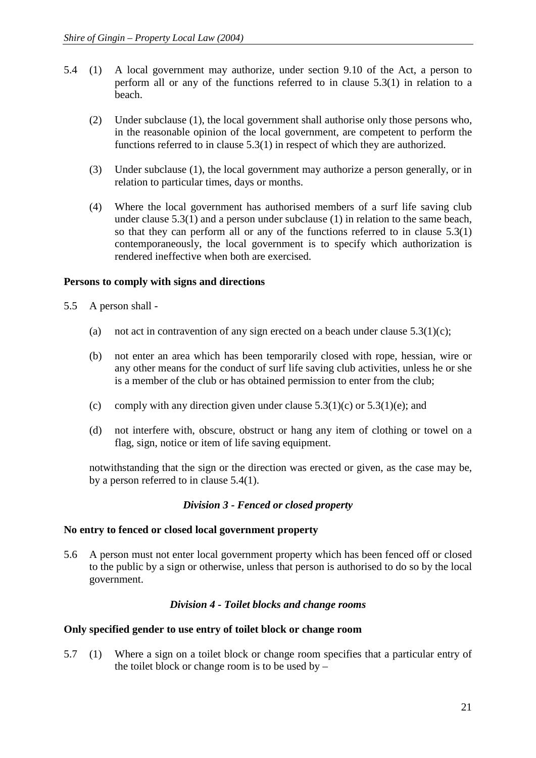5.4 (1) A local government may authorize, under section 9.10 of the Act, a person to perform all or any of the functions referred to in clause 5.3(1) in relation to a beach.

(2) Under subclause (1), the local government shall authorise only those persons who, in the reasonable opinion of the local government, are competent to perform the functions referred to in clause 5.3(1) in respect of which they are authorized.

(3) Under subclause (1), the local government may authorize a person generally, or in relation to particular times, days or months.

(4) Where the local government has authorised members of a surf life saving club under clause 5.3(1) and a person under subclause (1) in relation to the same beach, so that they can perform all or any of the functions referred to in clause 5.3(1) contemporaneously, the local government is to specify which authorization is rendered ineffective when both are exercised.

**Persons to comply with signs and directions**

5.5 A person shall -

(a) not act in contravention of any sign erected on a beach under clause 5.3(1)(c);

(b) not enter an area which has been temporarily closed with rope, hessian, wire or any other means for the conduct of surf life saving club activities, unless he or she is a member of the club or has obtained permission to enter from the club;

(c) comply with any direction given under clause 5.3(1)(c) or 5.3(1)(e); and

(d) not interfere with, obscure, obstruct or hang any item of clothing or towel on a flag, sign, notice or item of life saving equipment.

notwithstanding that the sign or the direction was erected or given, as the case may be, by a person referred to in clause 5.4(1).

### *Division 3 - Fenced or closed property*

**No entry to fenced or closed local government property**

5.6 A person must not enter local government property which has been fenced off or closed to the public by a sign or otherwise, unless that person is authorised to do so by the local government.

### *Division 4 - Toilet blocks and change rooms*

**Only specified gender to use entry of toilet block or change room**

5.7 (1) Where a sign on a toilet block or change room specifies that a particular entry of the toilet block or change room is to be used by –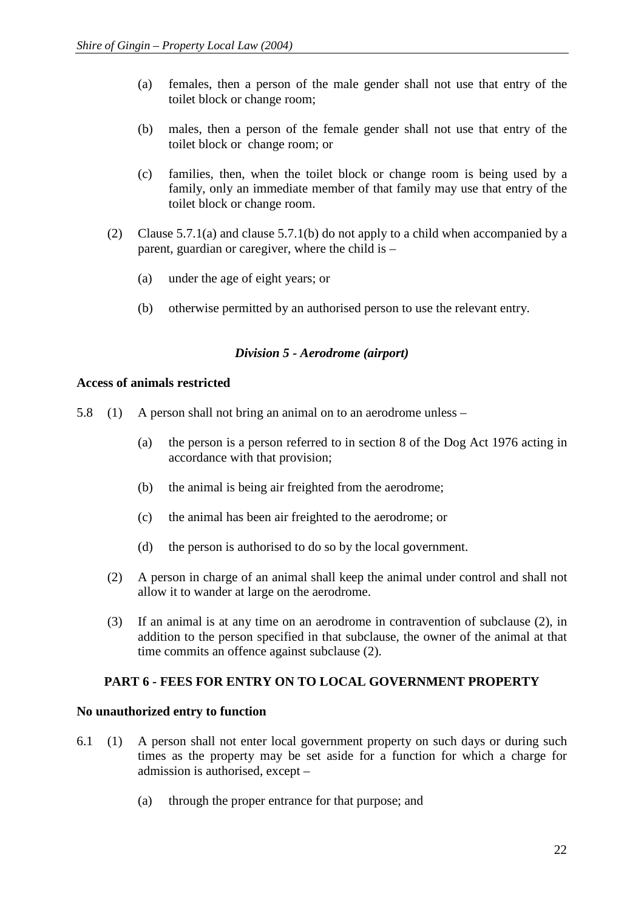(a) females, then a person of the male gender shall not use that entry of the toilet block or change room;

(b) males, then a person of the female gender shall not use that entry of the toilet block or change room; or

(c) families, then, when the toilet block or change room is being used by a family, only an immediate member of that family may use that entry of the toilet block or change room.

(2) Clause 5.7.1(a) and clause 5.7.1(b) do not apply to a child when accompanied by a parent, guardian or caregiver, where the child is –

(a) under the age of eight years; or

(b) otherwise permitted by an authorised person to use the relevant entry.

### *Division 5 - Aerodrome (airport)*

**Access of animals restricted**

5.8 (1) A person shall not bring an animal on to an aerodrome unless –

(a) the person is a person referred to in section 8 of the Dog Act 1976 acting in accordance with that provision;

(b) the animal is being air freighted from the aerodrome;

(c) the animal has been air freighted to the aerodrome; or

(d) the person is authorised to do so by the local government.

(2) A person in charge of an animal shall keep the animal under control and shall not allow it to wander at large on the aerodrome.

(3) If an animal is at any time on an aerodrome in contravention of subclause (2), in addition to the person specified in that subclause, the owner of the animal at that time commits an offence against subclause (2).

## PART 6 - FEES FOR ENTRY ON TO LOCAL GOVERNMENT PROPERTY

**No unauthorized entry to function**

6.1 (1) A person shall not enter local government property on such days or during such times as the property may be set aside for a function for which a charge for admission is authorised, except –

(a) through the proper entrance for that purpose; and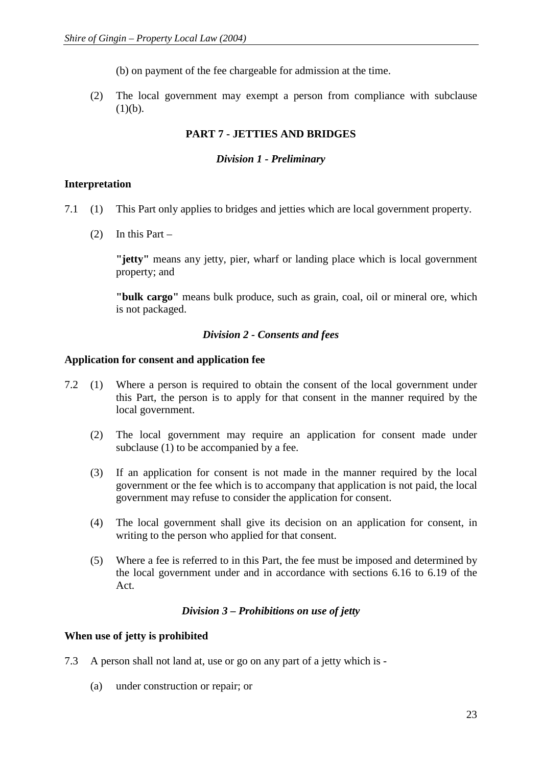(b) on payment of the fee chargeable for admission at the time.

(2) The local government may exempt a person from compliance with subclause (1)(b).

## PART 7 - JETTIES AND BRIDGES

### *Division 1 - Preliminary*

**Interpretation**

7.1 (1) This Part only applies to bridges and jetties which are local government property.

(2) In this Part –

**"jetty"** means any jetty, pier, wharf or landing place which is local government property; and

**"bulk cargo"** means bulk produce, such as grain, coal, oil or mineral ore, which is not packaged.

### *Division 2 - Consents and fees*

**Application for consent and application fee**

7.2 (1) Where a person is required to obtain the consent of the local government under this Part, the person is to apply for that consent in the manner required by the local government.

(2) The local government may require an application for consent made under subclause (1) to be accompanied by a fee.

(3) If an application for consent is not made in the manner required by the local government or the fee which is to accompany that application is not paid, the local government may refuse to consider the application for consent.

(4) The local government shall give its decision on an application for consent, in writing to the person who applied for that consent.

(5) Where a fee is referred to in this Part, the fee must be imposed and determined by the local government under and in accordance with sections 6.16 to 6.19 of the Act.

### *Division 3 – Prohibitions on use of jetty*

**When use of jetty is prohibited**

7.3 A person shall not land at, use or go on any part of a jetty which is -

(a) under construction or repair; or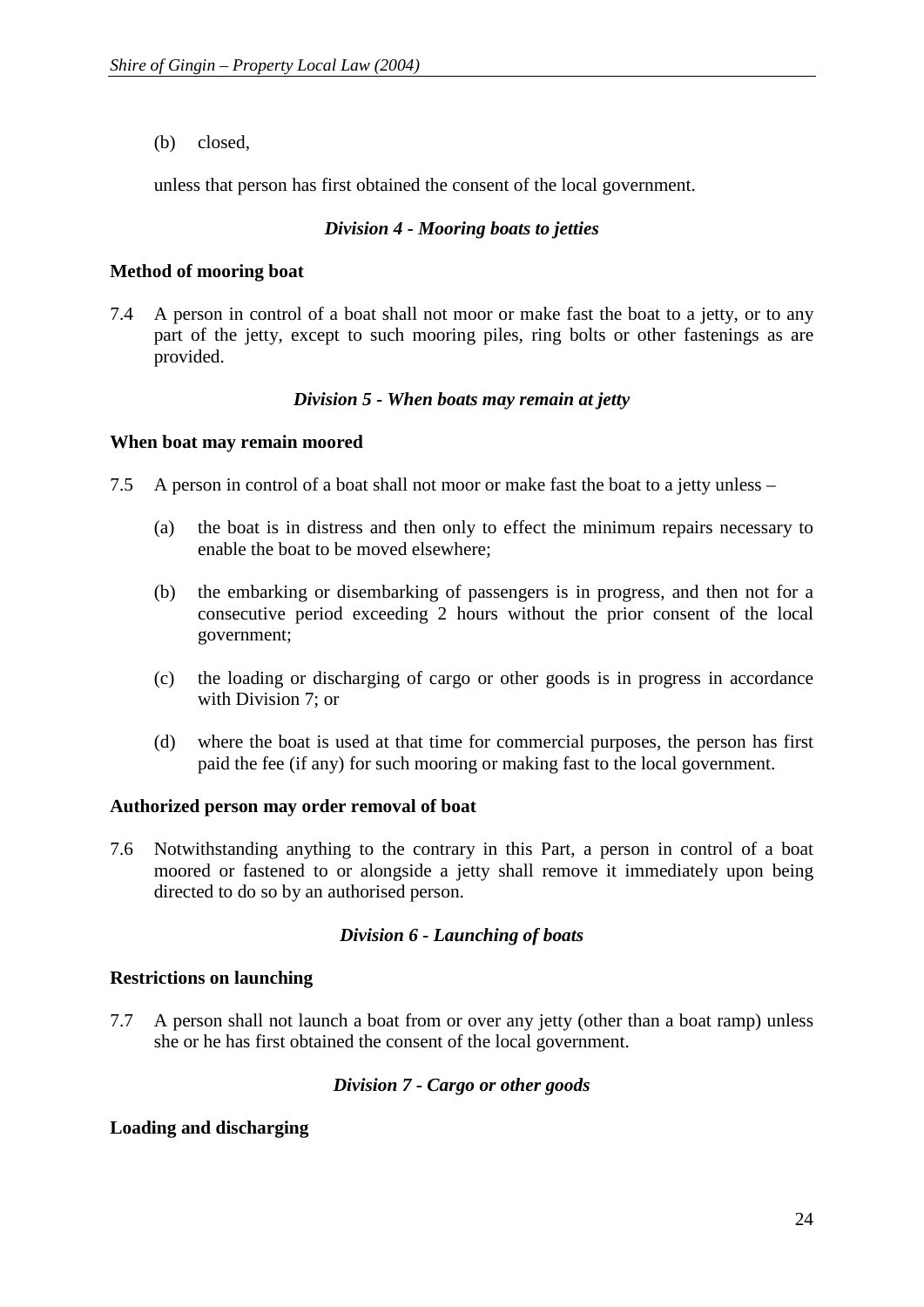(b) closed,

unless that person has first obtained the consent of the local government.

### *Division 4 - Mooring boats to jetties*

**Method of mooring boat**

7.4 A person in control of a boat shall not moor or make fast the boat to a jetty, or to any part of the jetty, except to such mooring piles, ring bolts or other fastenings as are provided.

### *Division 5 - When boats may remain at jetty*

**When boat may remain moored**

7.5 A person in control of a boat shall not moor or make fast the boat to a jetty unless –

(a) the boat is in distress and then only to effect the minimum repairs necessary to enable the boat to be moved elsewhere;

(b) the embarking or disembarking of passengers is in progress, and then not for a consecutive period exceeding 2 hours without the prior consent of the local government;

(c) the loading or discharging of cargo or other goods is in progress in accordance with Division 7; or

(d) where the boat is used at that time for commercial purposes, the person has first paid the fee (if any) for such mooring or making fast to the local government.

**Authorized person may order removal of boat**

7.6 Notwithstanding anything to the contrary in this Part, a person in control of a boat moored or fastened to or alongside a jetty shall remove it immediately upon being directed to do so by an authorised person.

### *Division 6 - Launching of boats*

**Restrictions on launching**

7.7 A person shall not launch a boat from or over any jetty (other than a boat ramp) unless she or he has first obtained the consent of the local government.

### *Division 7 - Cargo or other goods*

**Loading and discharging**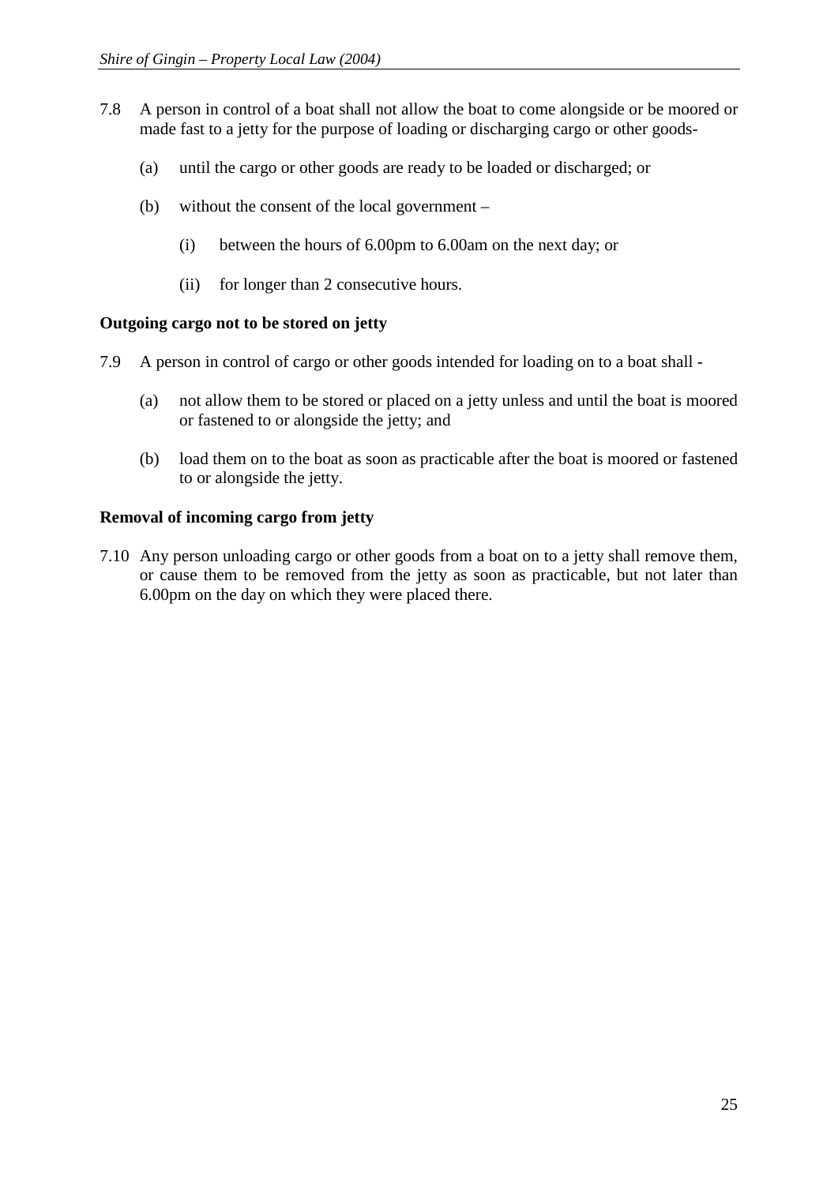7.8 A person in control of a boat shall not allow the boat to come alongside or be moored or made fast to a jetty for the purpose of loading or discharging cargo or other goods-

(a) until the cargo or other goods are ready to be loaded or discharged; or

(b) without the consent of the local government –

(i) between the hours of 6.00pm to 6.00am on the next day; or

(ii) for longer than 2 consecutive hours.

**Outgoing cargo not to be stored on jetty**

7.9 A person in control of cargo or other goods intended for loading on to a boat shall -

(a) not allow them to be stored or placed on a jetty unless and until the boat is moored or fastened to or alongside the jetty; and

(b) load them on to the boat as soon as practicable after the boat is moored or fastened to or alongside the jetty.

**Removal of incoming cargo from jetty**

7.10 Any person unloading cargo or other goods from a boat on to a jetty shall remove them, or cause them to be removed from the jetty as soon as practicable, but not later than 6.00pm on the day on which they were placed there.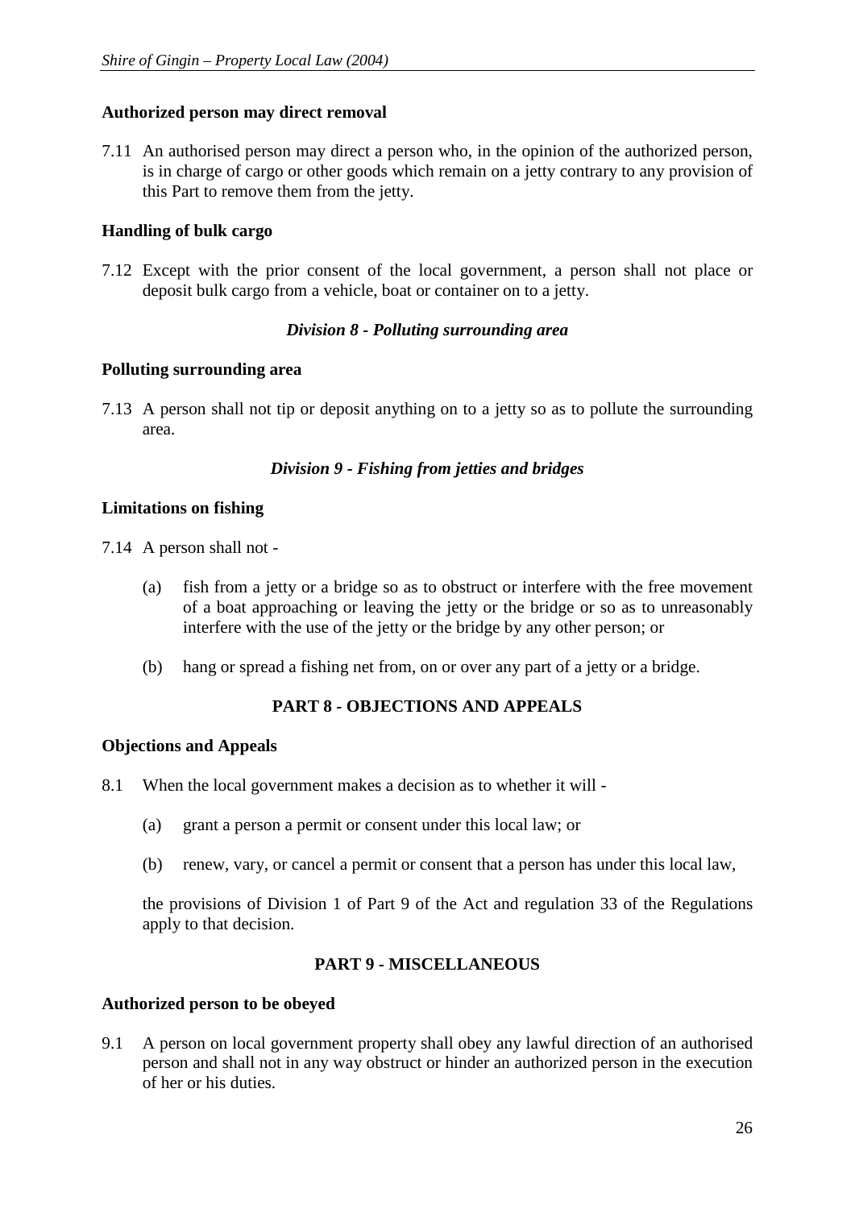**Authorized person may direct removal**

7.11 An authorised person may direct a person who, in the opinion of the authorized person, is in charge of cargo or other goods which remain on a jetty contrary to any provision of this Part to remove them from the jetty.

**Handling of bulk cargo**

7.12 Except with the prior consent of the local government, a person shall not place or deposit bulk cargo from a vehicle, boat or container on to a jetty.

***Division 8 - Polluting surrounding area***

**Polluting surrounding area**

7.13 A person shall not tip or deposit anything on to a jetty so as to pollute the surrounding area.

***Division 9 - Fishing from jetties and bridges***

**Limitations on fishing**

7.14 A person shall not -

(a) fish from a jetty or a bridge so as to obstruct or interfere with the free movement of a boat approaching or leaving the jetty or the bridge or so as to unreasonably interfere with the use of the jetty or the bridge by any other person; or

(b) hang or spread a fishing net from, on or over any part of a jetty or a bridge.

## PART 8 - OBJECTIONS AND APPEALS

**Objections and Appeals**

8.1 When the local government makes a decision as to whether it will -

(a) grant a person a permit or consent under this local law; or

(b) renew, vary, or cancel a permit or consent that a person has under this local law,

the provisions of Division 1 of Part 9 of the Act and regulation 33 of the Regulations apply to that decision.

## PART 9 - MISCELLANEOUS

**Authorized person to be obeyed**

9.1 A person on local government property shall obey any lawful direction of an authorised person and shall not in any way obstruct or hinder an authorized person in the execution of her or his duties.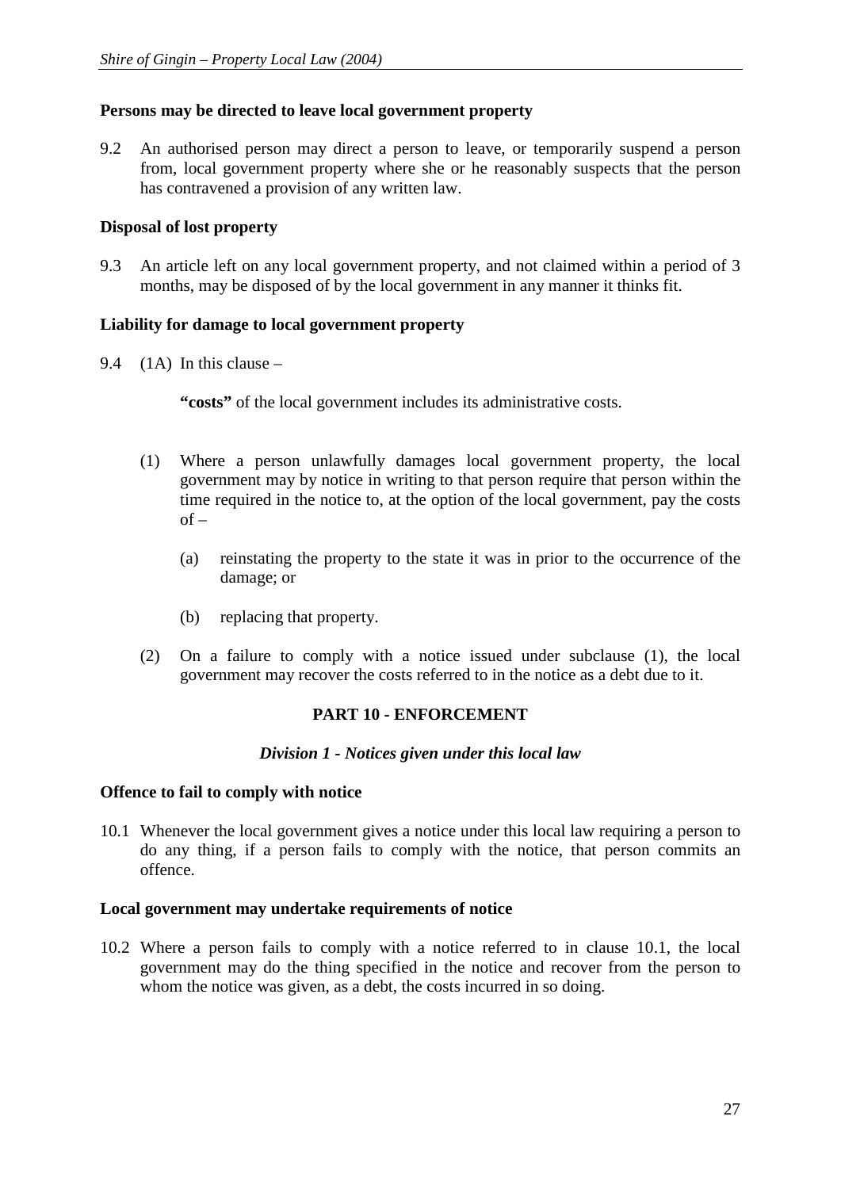**Persons may be directed to leave local government property**

9.2 An authorised person may direct a person to leave, or temporarily suspend a person from, local government property where she or he reasonably suspects that the person has contravened a provision of any written law.

**Disposal of lost property**

9.3 An article left on any local government property, and not claimed within a period of 3 months, may be disposed of by the local government in any manner it thinks fit.

**Liability for damage to local government property**

9.4 (1A) In this clause –

**"costs"** of the local government includes its administrative costs.

(1) Where a person unlawfully damages local government property, the local government may by notice in writing to that person require that person within the time required in the notice to, at the option of the local government, pay the costs of –

(a) reinstating the property to the state it was in prior to the occurrence of the damage; or

(b) replacing that property.

(2) On a failure to comply with a notice issued under subclause (1), the local government may recover the costs referred to in the notice as a debt due to it.

## PART 10 - ENFORCEMENT

### *Division 1 - Notices given under this local law*

**Offence to fail to comply with notice**

10.1 Whenever the local government gives a notice under this local law requiring a person to do any thing, if a person fails to comply with the notice, that person commits an offence.

**Local government may undertake requirements of notice**

10.2 Where a person fails to comply with a notice referred to in clause 10.1, the local government may do the thing specified in the notice and recover from the person to whom the notice was given, as a debt, the costs incurred in so doing.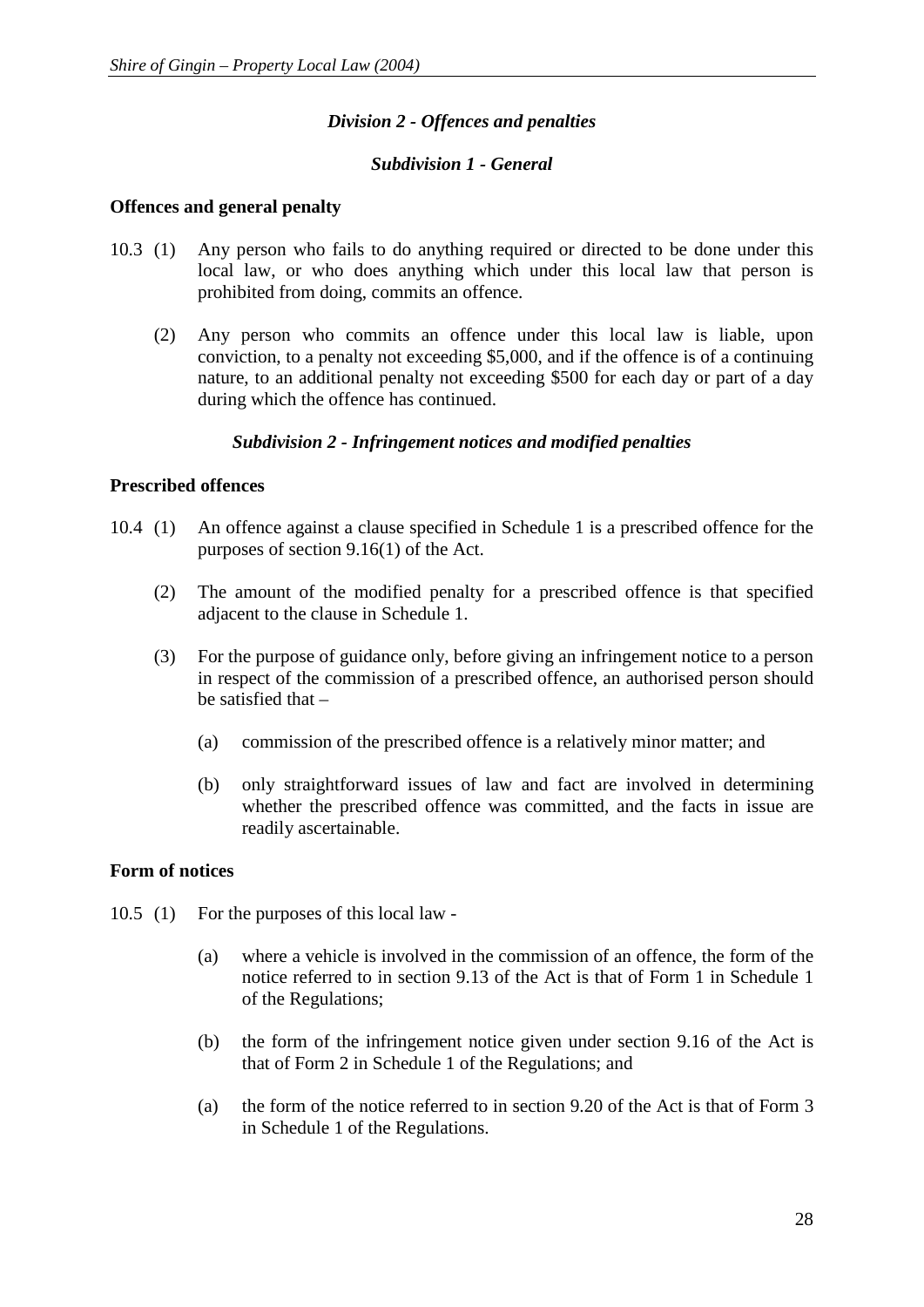## *Division 2 - Offences and penalties*

### *Subdivision 1 - General*

**Offences and general penalty**

10.3 (1) Any person who fails to do anything required or directed to be done under this local law, or who does anything which under this local law that person is prohibited from doing, commits an offence.

(2) Any person who commits an offence under this local law is liable, upon conviction, to a penalty not exceeding $5,000, and if the offence is of a continuing nature, to an additional penalty not exceeding $500 for each day or part of a day during which the offence has continued.

### *Subdivision 2 - Infringement notices and modified penalties*

**Prescribed offences**

10.4 (1) An offence against a clause specified in Schedule 1 is a prescribed offence for the purposes of section 9.16(1) of the Act.

(2) The amount of the modified penalty for a prescribed offence is that specified adjacent to the clause in Schedule 1.

(3) For the purpose of guidance only, before giving an infringement notice to a person in respect of the commission of a prescribed offence, an authorised person should be satisfied that –

(a) commission of the prescribed offence is a relatively minor matter; and

(b) only straightforward issues of law and fact are involved in determining whether the prescribed offence was committed, and the facts in issue are readily ascertainable.

**Form of notices**

10.5 (1) For the purposes of this local law -

(a) where a vehicle is involved in the commission of an offence, the form of the notice referred to in section 9.13 of the Act is that of Form 1 in Schedule 1 of the Regulations;

(b) the form of the infringement notice given under section 9.16 of the Act is that of Form 2 in Schedule 1 of the Regulations; and

(a) the form of the notice referred to in section 9.20 of the Act is that of Form 3 in Schedule 1 of the Regulations.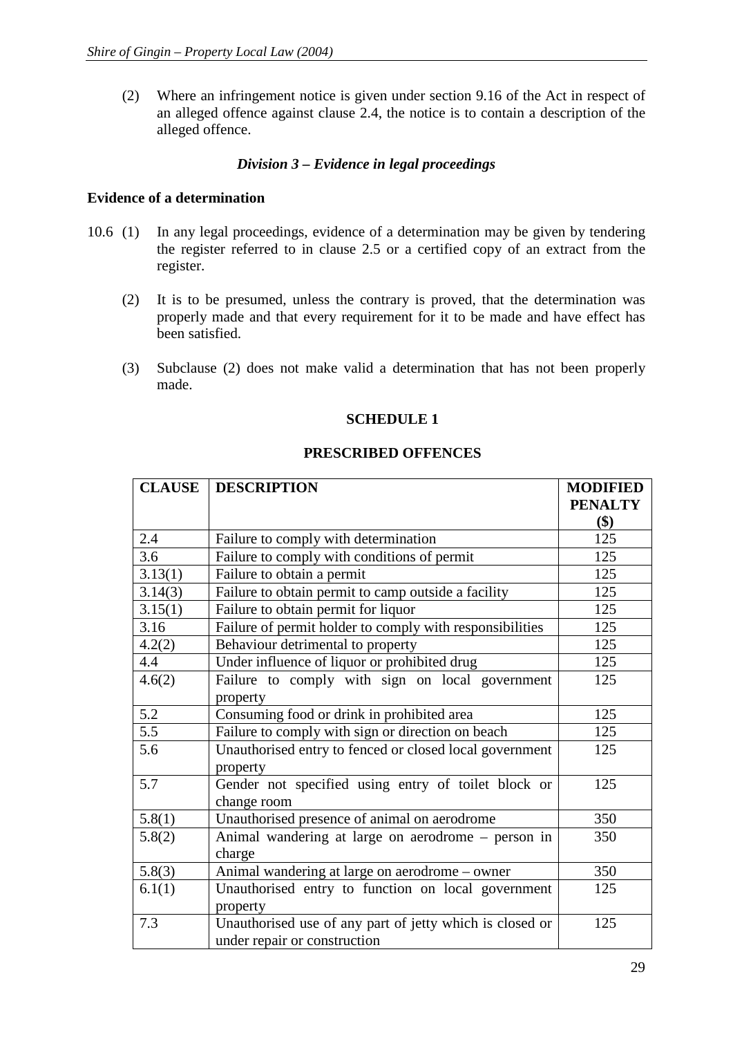(2) Where an infringement notice is given under section 9.16 of the Act in respect of an alleged offence against clause 2.4, the notice is to contain a description of the alleged offence.

### *Division 3 – Evidence in legal proceedings*

**Evidence of a determination**

10.6 (1) In any legal proceedings, evidence of a determination may be given by tendering the register referred to in clause 2.5 or a certified copy of an extract from the register.

(2) It is to be presumed, unless the contrary is proved, that the determination was properly made and that every requirement for it to be made and have effect has been satisfied.

(3) Subclause (2) does not make valid a determination that has not been properly made.

## SCHEDULE 1

## PRESCRIBED OFFENCES

| CLAUSE | DESCRIPTION | MODIFIED PENALTY ($) |
|---|---|---|
| 2.4 | Failure to comply with determination | 125 |
| 3.6 | Failure to comply with conditions of permit | 125 |
| 3.13(1) | Failure to obtain a permit | 125 |
| 3.14(3) | Failure to obtain permit to camp outside a facility | 125 |
| 3.15(1) | Failure to obtain permit for liquor | 125 |
| 3.16 | Failure of permit holder to comply with responsibilities | 125 |
| 4.2(2) | Behaviour detrimental to property | 125 |
| 4.4 | Under influence of liquor or prohibited drug | 125 |
| 4.6(2) | Failure to comply with sign on local government property | 125 |
| 5.2 | Consuming food or drink in prohibited area | 125 |
| 5.5 | Failure to comply with sign or direction on beach | 125 |
| 5.6 | Unauthorised entry to fenced or closed local government property | 125 |
| 5.7 | Gender not specified using entry of toilet block or change room | 125 |
| 5.8(1) | Unauthorised presence of animal on aerodrome | 350 |
| 5.8(2) | Animal wandering at large on aerodrome – person in charge | 350 |
| 5.8(3) | Animal wandering at large on aerodrome – owner | 350 |
| 6.1(1) | Unauthorised entry to function on local government property | 125 |
| 7.3 | Unauthorised use of any part of jetty which is closed or under repair or construction | 125 |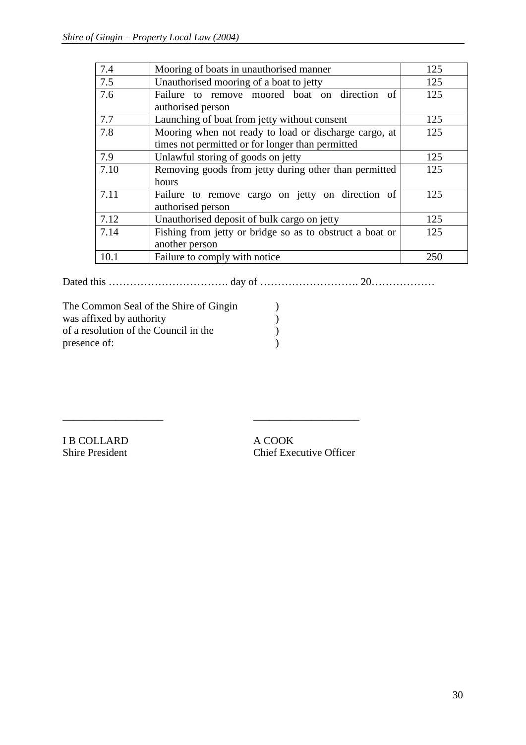| | | |
|---|---|---|
| 7.4 | Mooring of boats in unauthorised manner | 125 |
| 7.5 | Unauthorised mooring of a boat to jetty | 125 |
| 7.6 | Failure to remove moored boat on direction of authorised person | 125 |
| 7.7 | Launching of boat from jetty without consent | 125 |
| 7.8 | Mooring when not ready to load or discharge cargo, at times not permitted or for longer than permitted | 125 |
| 7.9 | Unlawful storing of goods on jetty | 125 |
| 7.10 | Removing goods from jetty during other than permitted hours | 125 |
| 7.11 | Failure to remove cargo on jetty on direction of authorised person | 125 |
| 7.12 | Unauthorised deposit of bulk cargo on jetty | 125 |
| 7.14 | Fishing from jetty or bridge so as to obstruct a boat or another person | 125 |
| 10.1 | Failure to comply with notice | 250 |

Dated this ……………………………. day of ………………………. 20………………

The Common Seal of the Shire of Gingin )
was affixed by authority )
of a resolution of the Council in the )
presence of: )

___________________ ____________________

I B COLLARD A COOK
Shire President Chief Executive Officer